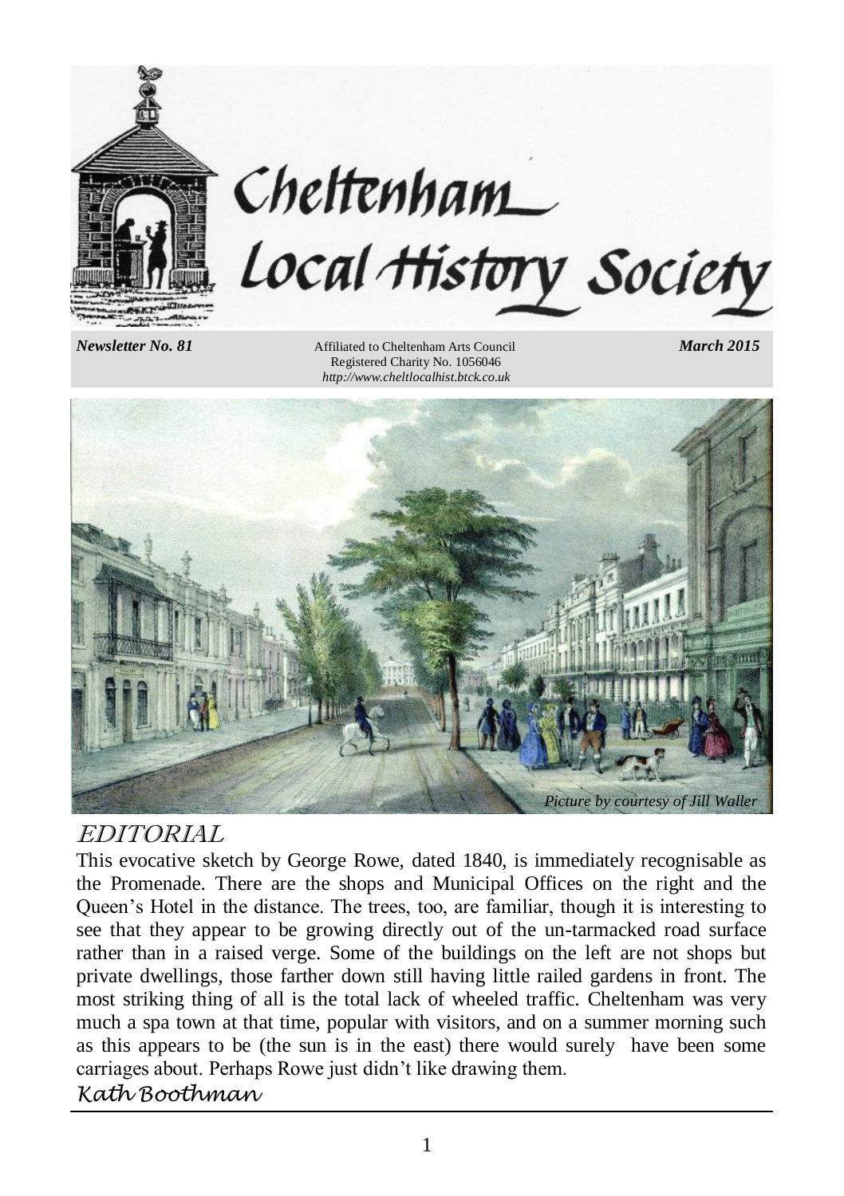# Cheltenham Local History Society

*Newsletter No. 81*

Affiliated to Cheltenham Arts Council
Registered Charity No. 1056046
*http://www.cheltlocalhist.btck.co.uk*

*March 2015*

*Picture by courtesy of Jill Waller*

## EDITORIAL

This evocative sketch by George Rowe, dated 1840, is immediately recognisable as the Promenade. There are the shops and Municipal Offices on the right and the Queen's Hotel in the distance. The trees, too, are familiar, though it is interesting to see that they appear to be growing directly out of the un-tarmacked road surface rather than in a raised verge. Some of the buildings on the left are not shops but private dwellings, those farther down still having little railed gardens in front. The most striking thing of all is the total lack of wheeled traffic. Cheltenham was very much a spa town at that time, popular with visitors, and on a summer morning such as this appears to be (the sun is in the east) there would surely have been some carriages about. Perhaps Rowe just didn't like drawing them.

*Kath Boothman*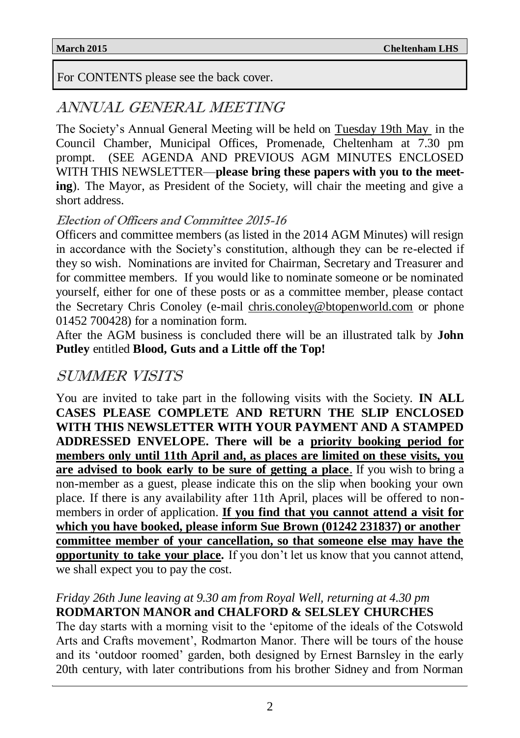For CONTENTS please see the back cover.

# ANNUAL GENERAL MEETING

The Society's Annual General Meeting will be held on Tuesday 19th May in the Council Chamber, Municipal Offices, Promenade, Cheltenham at 7.30 pm prompt. (SEE AGENDA AND PREVIOUS AGM MINUTES ENCLOSED WITH THIS NEWSLETTER—**please bring these papers with you to the meeting**). The Mayor, as President of the Society, will chair the meeting and give a short address.

### *Election of Officers and Committee 2015-16*

Officers and committee members (as listed in the 2014 AGM Minutes) will resign in accordance with the Society's constitution, although they can be re-elected if they so wish. Nominations are invited for Chairman, Secretary and Treasurer and for committee members. If you would like to nominate someone or be nominated yourself, either for one of these posts or as a committee member, please contact the Secretary Chris Conoley (e-mail chris.conoley@btopenworld.com or phone 01452 700428) for a nomination form.

After the AGM business is concluded there will be an illustrated talk by **John Putley** entitled **Blood, Guts and a Little off the Top!**

# SUMMER VISITS

You are invited to take part in the following visits with the Society. **IN ALL CASES PLEASE COMPLETE AND RETURN THE SLIP ENCLOSED WITH THIS NEWSLETTER WITH YOUR PAYMENT AND A STAMPED ADDRESSED ENVELOPE. There will be a priority booking period for members only until 11th April and, as places are limited on these visits, you are advised to book early to be sure of getting a place**. If you wish to bring a non-member as a guest, please indicate this on the slip when booking your own place. If there is any availability after 11th April, places will be offered to non-members in order of application. **If you find that you cannot attend a visit for which you have booked, please inform Sue Brown (01242 231837) or another committee member of your cancellation, so that someone else may have the opportunity to take your place.** If you don't let us know that you cannot attend, we shall expect you to pay the cost.

*Friday 26th June leaving at 9.30 am from Royal Well, returning at 4.30 pm*
**RODMARTON MANOR and CHALFORD & SELSLEY CHURCHES**

The day starts with a morning visit to the 'epitome of the ideals of the Cotswold Arts and Crafts movement', Rodmarton Manor. There will be tours of the house and its 'outdoor roomed' garden, both designed by Ernest Barnsley in the early 20th century, with later contributions from his brother Sidney and from Norman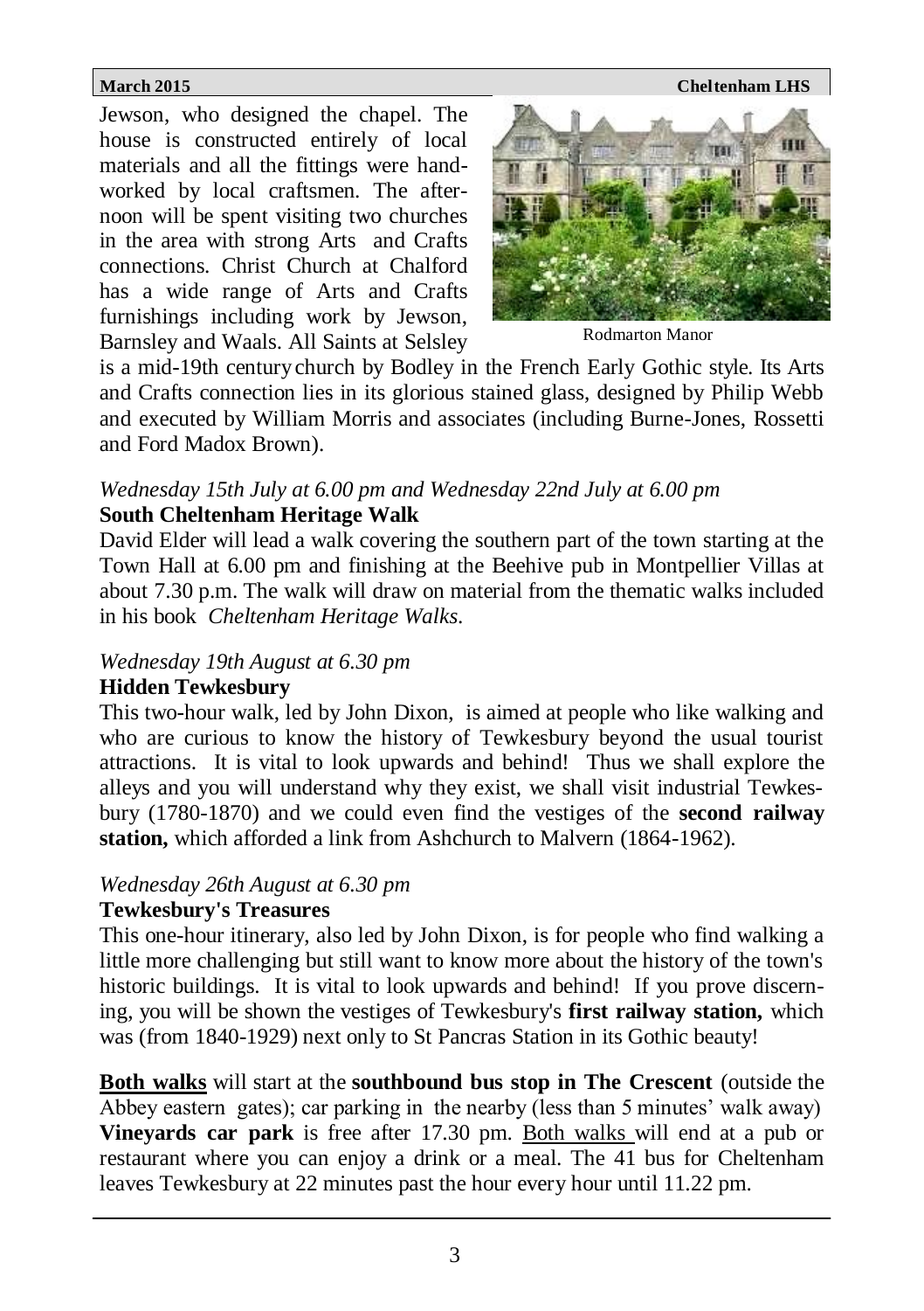Jewson, who designed the chapel. The house is constructed entirely of local materials and all the fittings were hand-worked by local craftsmen. The afternoon will be spent visiting two churches in the area with strong Arts and Crafts connections. Christ Church at Chalford has a wide range of Arts and Crafts furnishings including work by Jewson, Barnsley and Waals. All Saints at Selsley is a mid-19th century church by Bodley in the French Early Gothic style. Its Arts and Crafts connection lies in its glorious stained glass, designed by Philip Webb and executed by William Morris and associates (including Burne-Jones, Rossetti and Ford Madox Brown).

Rodmarton Manor

*Wednesday 15th July at 6.00 pm and Wednesday 22nd July at 6.00 pm*

**South Cheltenham Heritage Walk**

David Elder will lead a walk covering the southern part of the town starting at the Town Hall at 6.00 pm and finishing at the Beehive pub in Montpellier Villas at about 7.30 p.m. The walk will draw on material from the thematic walks included in his book *Cheltenham Heritage Walks.*

*Wednesday 19th August at 6.30 pm*

**Hidden Tewkesbury**

This two-hour walk, led by John Dixon, is aimed at people who like walking and who are curious to know the history of Tewkesbury beyond the usual tourist attractions. It is vital to look upwards and behind! Thus we shall explore the alleys and you will understand why they exist, we shall visit industrial Tewkesbury (1780-1870) and we could even find the vestiges of the **second railway station,** which afforded a link from Ashchurch to Malvern (1864-1962).

*Wednesday 26th August at 6.30 pm*

**Tewkesbury's Treasures**

This one-hour itinerary, also led by John Dixon, is for people who find walking a little more challenging but still want to know more about the history of the town's historic buildings. It is vital to look upwards and behind! If you prove discerning, you will be shown the vestiges of Tewkesbury's **first railway station,** which was (from 1840-1929) next only to St Pancras Station in its Gothic beauty!

**Both walks** will start at the **southbound bus stop in The Crescent** (outside the Abbey eastern gates); car parking in the nearby (less than 5 minutes' walk away) **Vineyards car park** is free after 17.30 pm. Both walks will end at a pub or restaurant where you can enjoy a drink or a meal. The 41 bus for Cheltenham leaves Tewkesbury at 22 minutes past the hour every hour until 11.22 pm.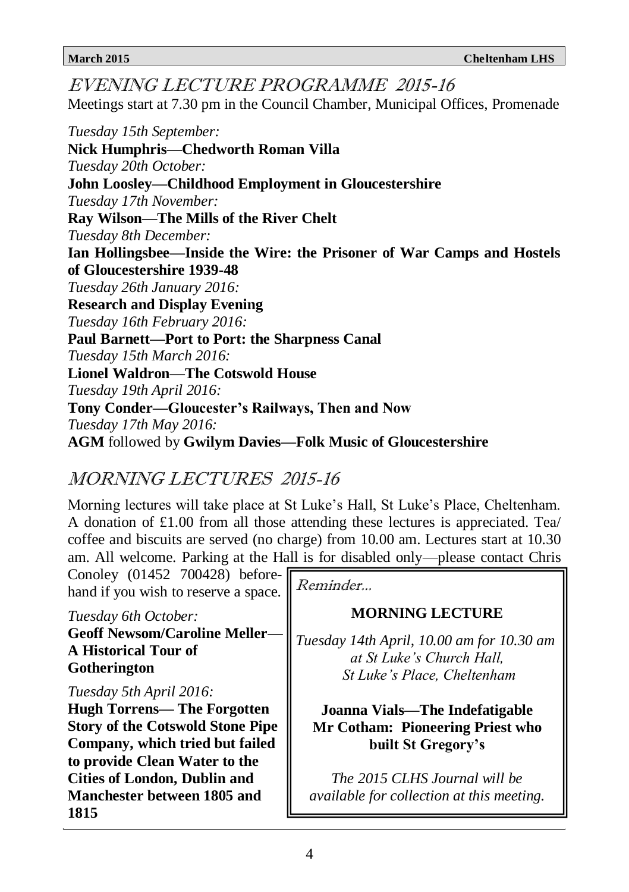## EVENING LECTURE PROGRAMME 2015-16

Meetings start at 7.30 pm in the Council Chamber, Municipal Offices, Promenade

*Tuesday 15th September:*
**Nick Humphris—Chedworth Roman Villa**

*Tuesday 20th October:*
**John Loosley—Childhood Employment in Gloucestershire**

*Tuesday 17th November:*
**Ray Wilson—The Mills of the River Chelt**

*Tuesday 8th December:*
**Ian Hollingsbee—Inside the Wire: the Prisoner of War Camps and Hostels of Gloucestershire 1939-48**

*Tuesday 26th January 2016:*
**Research and Display Evening**

*Tuesday 16th February 2016:*
**Paul Barnett—Port to Port: the Sharpness Canal**

*Tuesday 15th March 2016:*
**Lionel Waldron—The Cotswold House**

*Tuesday 19th April 2016:*
**Tony Conder—Gloucester's Railways, Then and Now**

*Tuesday 17th May 2016:*
**AGM** followed by **Gwilym Davies—Folk Music of Gloucestershire**

## MORNING LECTURES 2015-16

Morning lectures will take place at St Luke's Hall, St Luke's Place, Cheltenham. A donation of £1.00 from all those attending these lectures is appreciated. Tea/coffee and biscuits are served (no charge) from 10.00 am. Lectures start at 10.30 am. All welcome. Parking at the Hall is for disabled only—please contact Chris Conoley (01452 700428) beforehand if you wish to reserve a space.

*Tuesday 6th October:*
**Geoff Newsom/Caroline Meller—A Historical Tour of Gotherington**

*Tuesday 5th April 2016:*
**Hugh Torrens— The Forgotten Story of the Cotswold Stone Pipe Company, which tried but failed to provide Clean Water to the Cities of London, Dublin and Manchester between 1805 and 1815**

*Reminder...*

**MORNING LECTURE**

*Tuesday 14th April, 10.00 am for 10.30 am at St Luke's Church Hall, St Luke's Place, Cheltenham*

**Joanna Vials—The Indefatigable Mr Cotham: Pioneering Priest who built St Gregory's**

*The 2015 CLHS Journal will be available for collection at this meeting.*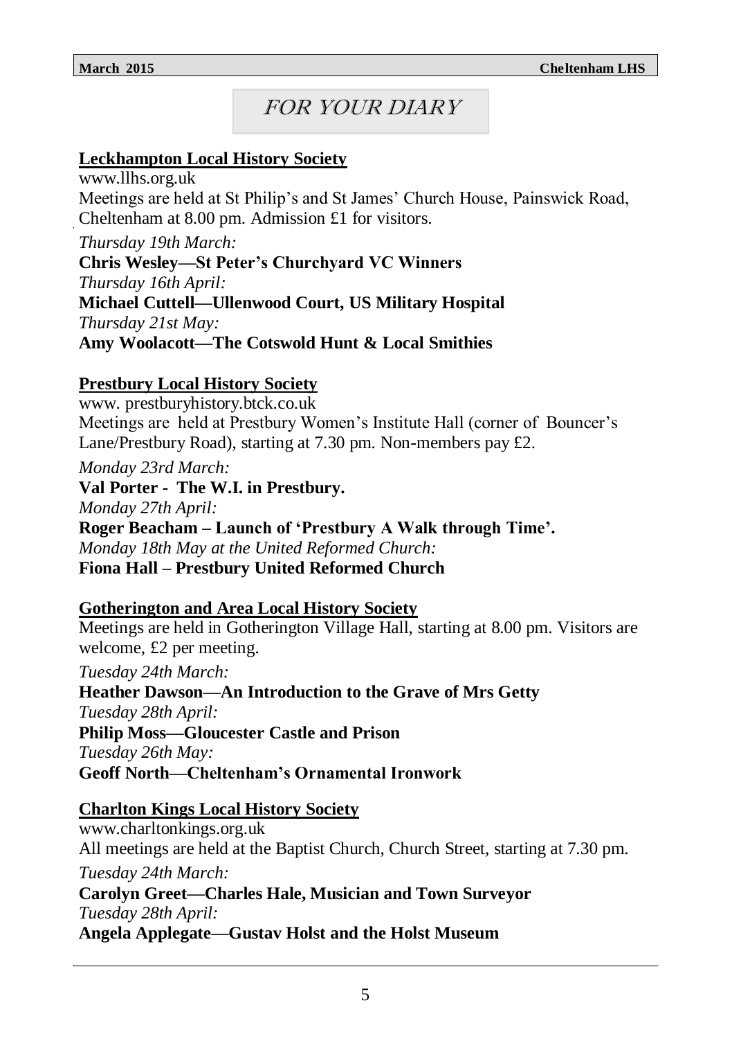# FOR YOUR DIARY

## Leckhampton Local History Society

www.llhs.org.uk

Meetings are held at St Philip's and St James' Church House, Painswick Road, Cheltenham at 8.00 pm. Admission £1 for visitors.

*Thursday 19th March:*
**Chris Wesley—St Peter's Churchyard VC Winners**

*Thursday 16th April:*
**Michael Cuttell—Ullenwood Court, US Military Hospital**

*Thursday 21st May:*
**Amy Woolacott—The Cotswold Hunt & Local Smithies**

## Prestbury Local History Society

www. prestburyhistory.btck.co.uk

Meetings are held at Prestbury Women's Institute Hall (corner of Bouncer's Lane/Prestbury Road), starting at 7.30 pm. Non-members pay £2.

*Monday 23rd March:*
**Val Porter - The W.I. in Prestbury.**

*Monday 27th April:*
**Roger Beacham – Launch of 'Prestbury A Walk through Time'.**

*Monday 18th May at the United Reformed Church:*
**Fiona Hall – Prestbury United Reformed Church**

## Gotherington and Area Local History Society

Meetings are held in Gotherington Village Hall, starting at 8.00 pm. Visitors are welcome, £2 per meeting.

*Tuesday 24th March:*
**Heather Dawson—An Introduction to the Grave of Mrs Getty**

*Tuesday 28th April:*
**Philip Moss—Gloucester Castle and Prison**

*Tuesday 26th May:*
**Geoff North—Cheltenham's Ornamental Ironwork**

## Charlton Kings Local History Society

www.charltonkings.org.uk

All meetings are held at the Baptist Church, Church Street, starting at 7.30 pm.

*Tuesday 24th March:*
**Carolyn Greet—Charles Hale, Musician and Town Surveyor**

*Tuesday 28th April:*
**Angela Applegate—Gustav Holst and the Holst Museum**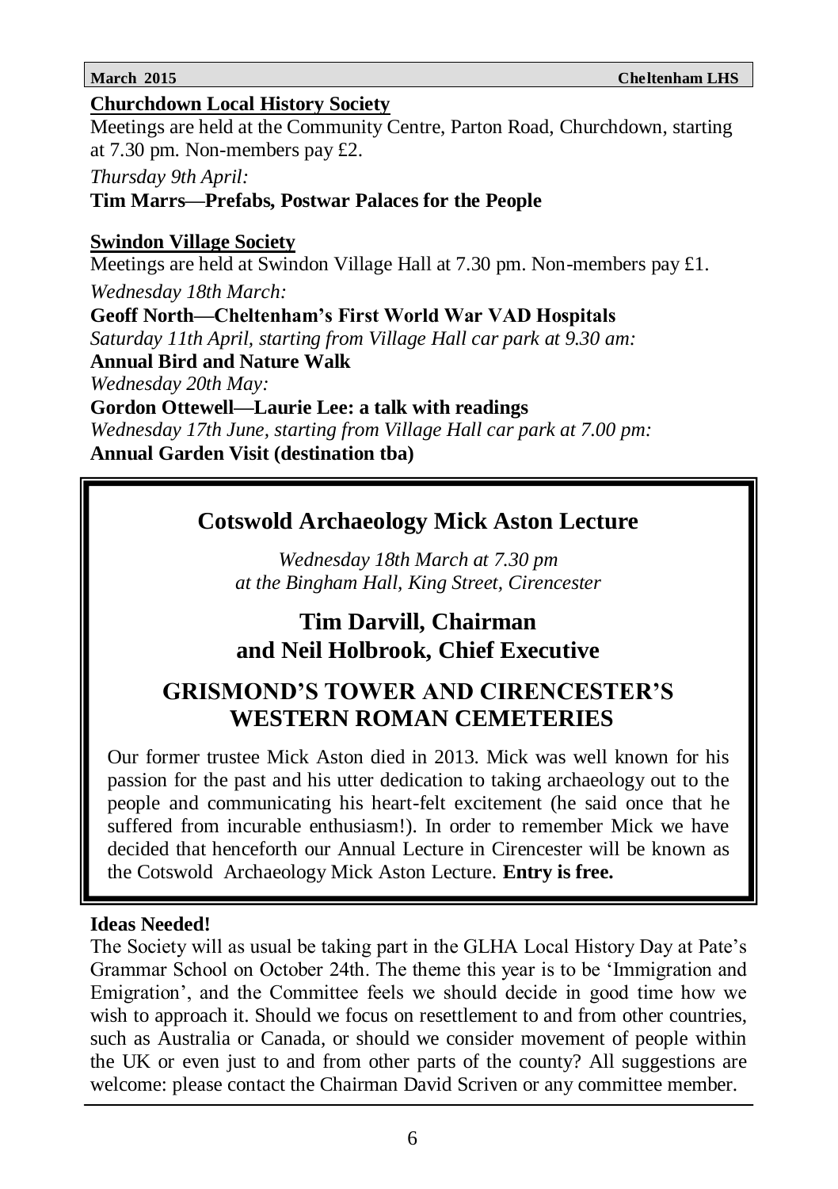**Churchdown Local History Society**

Meetings are held at the Community Centre, Parton Road, Churchdown, starting at 7.30 pm. Non-members pay £2.

*Thursday 9th April:*

**Tim Marrs—Prefabs, Postwar Palaces for the People**

**Swindon Village Society**

Meetings are held at Swindon Village Hall at 7.30 pm. Non-members pay £1.

*Wednesday 18th March:*

**Geoff North—Cheltenham's First World War VAD Hospitals**

*Saturday 11th April, starting from Village Hall car park at 9.30 am:*

**Annual Bird and Nature Walk**

*Wednesday 20th May:*

**Gordon Ottewell—Laurie Lee: a talk with readings**

*Wednesday 17th June, starting from Village Hall car park at 7.00 pm:*

**Annual Garden Visit (destination tba)**

## Cotswold Archaeology Mick Aston Lecture

*Wednesday 18th March at 7.30 pm*
*at the Bingham Hall, King Street, Cirencester*

### Tim Darvill, Chairman and Neil Holbrook, Chief Executive

### GRISMOND'S TOWER AND CIRENCESTER'S WESTERN ROMAN CEMETERIES

Our former trustee Mick Aston died in 2013. Mick was well known for his passion for the past and his utter dedication to taking archaeology out to the people and communicating his heart-felt excitement (he said once that he suffered from incurable enthusiasm!). In order to remember Mick we have decided that henceforth our Annual Lecture in Cirencester will be known as the Cotswold Archaeology Mick Aston Lecture. **Entry is free.**

**Ideas Needed!**

The Society will as usual be taking part in the GLHA Local History Day at Pate's Grammar School on October 24th. The theme this year is to be 'Immigration and Emigration', and the Committee feels we should decide in good time how we wish to approach it. Should we focus on resettlement to and from other countries, such as Australia or Canada, or should we consider movement of people within the UK or even just to and from other parts of the county? All suggestions are welcome: please contact the Chairman David Scriven or any committee member.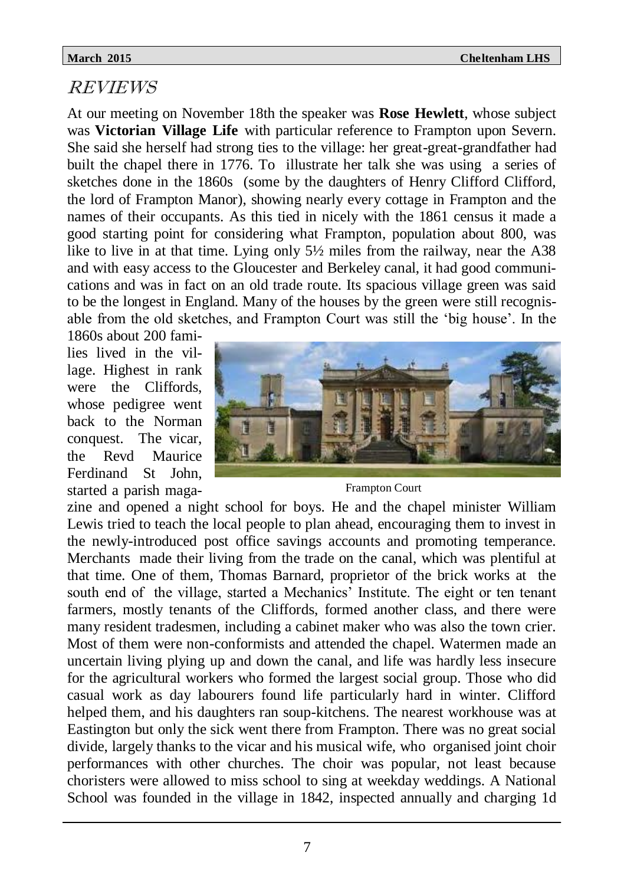# REVIEWS

At our meeting on November 18th the speaker was **Rose Hewlett**, whose subject was **Victorian Village Life** with particular reference to Frampton upon Severn. She said she herself had strong ties to the village: her great-great-grandfather had built the chapel there in 1776. To illustrate her talk she was using a series of sketches done in the 1860s (some by the daughters of Henry Clifford Clifford, the lord of Frampton Manor), showing nearly every cottage in Frampton and the names of their occupants. As this tied in nicely with the 1861 census it made a good starting point for considering what Frampton, population about 800, was like to live in at that time. Lying only 5½ miles from the railway, near the A38 and with easy access to the Gloucester and Berkeley canal, it had good communications and was in fact on an old trade route. Its spacious village green was said to be the longest in England. Many of the houses by the green were still recognisable from the old sketches, and Frampton Court was still the 'big house'. In the 1860s about 200 families lived in the village. Highest in rank were the Cliffords, whose pedigree went back to the Norman conquest. The vicar, the Revd Maurice Ferdinand St John, started a parish magazine and opened a night school for boys. He and the chapel minister William Lewis tried to teach the local people to plan ahead, encouraging them to invest in the newly-introduced post office savings accounts and promoting temperance. Merchants made their living from the trade on the canal, which was plentiful at that time. One of them, Thomas Barnard, proprietor of the brick works at the south end of the village, started a Mechanics' Institute. The eight or ten tenant farmers, mostly tenants of the Cliffords, formed another class, and there were many resident tradesmen, including a cabinet maker who was also the town crier. Most of them were non-conformists and attended the chapel. Watermen made an uncertain living plying up and down the canal, and life was hardly less insecure for the agricultural workers who formed the largest social group. Those who did casual work as day labourers found life particularly hard in winter. Clifford helped them, and his daughters ran soup-kitchens. The nearest workhouse was at Eastington but only the sick went there from Frampton. There was no great social divide, largely thanks to the vicar and his musical wife, who organised joint choir performances with other churches. The choir was popular, not least because choristers were allowed to miss school to sing at weekday weddings. A National School was founded in the village in 1842, inspected annually and charging 1d

Frampton Court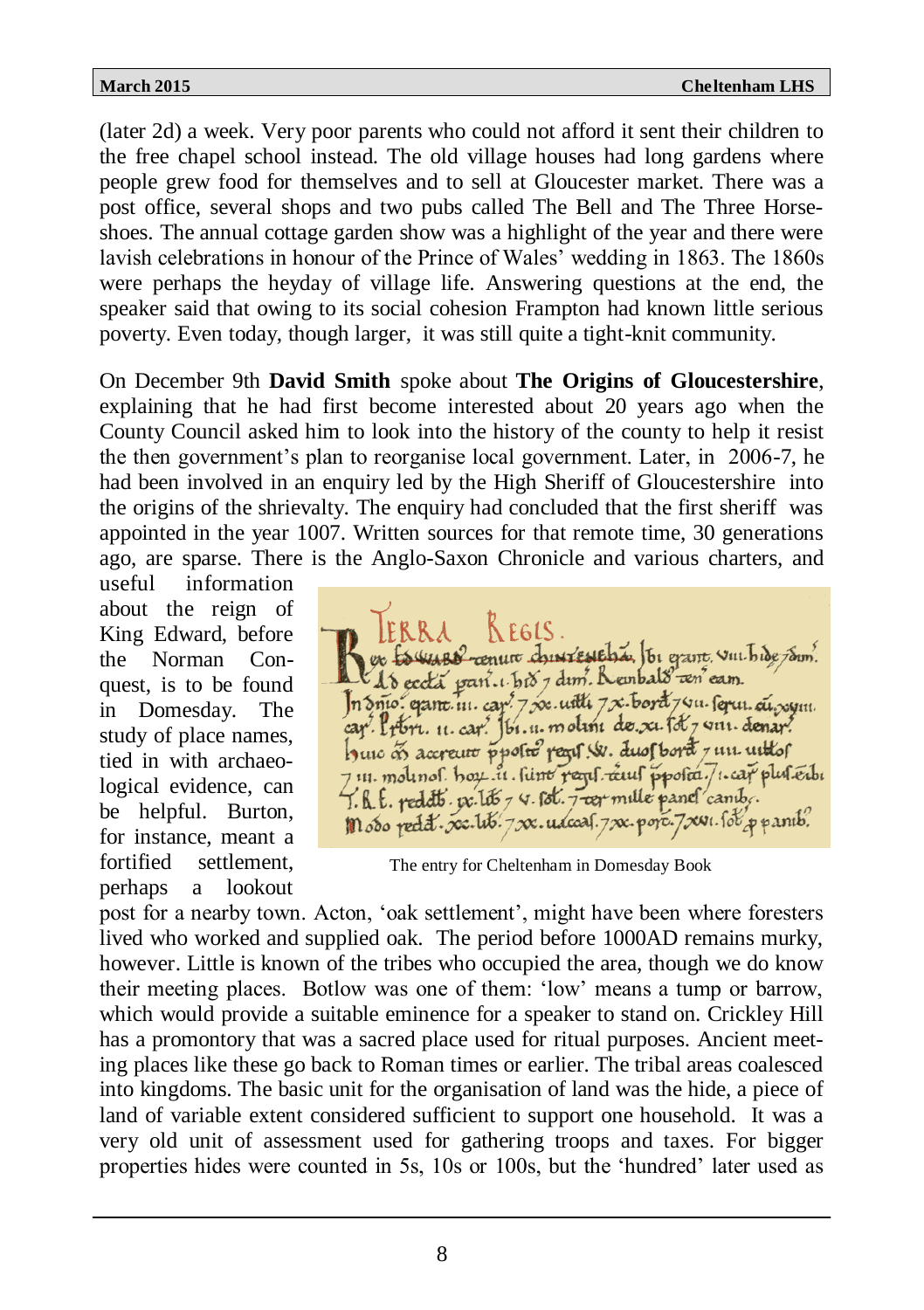(later 2d) a week. Very poor parents who could not afford it sent their children to the free chapel school instead. The old village houses had long gardens where people grew food for themselves and to sell at Gloucester market. There was a post office, several shops and two pubs called The Bell and The Three Horseshoes. The annual cottage garden show was a highlight of the year and there were lavish celebrations in honour of the Prince of Wales' wedding in 1863. The 1860s were perhaps the heyday of village life. Answering questions at the end, the speaker said that owing to its social cohesion Frampton had known little serious poverty. Even today, though larger, it was still quite a tight-knit community.

On December 9th **David Smith** spoke about **The Origins of Gloucestershire**, explaining that he had first become interested about 20 years ago when the County Council asked him to look into the history of the county to help it resist the then government's plan to reorganise local government. Later, in 2006-7, he had been involved in an enquiry led by the High Sheriff of Gloucestershire into the origins of the shrievalty. The enquiry had concluded that the first sheriff was appointed in the year 1007. Written sources for that remote time, 30 generations ago, are sparse. There is the Anglo-Saxon Chronicle and various charters, and useful information about the reign of King Edward, before the Norman Conquest, is to be found in Domesday. The study of place names, tied in with archaeological evidence, can be helpful. Burton, for instance, meant a fortified settlement, perhaps a lookout post for a nearby town. Acton, 'oak settlement', might have been where foresters lived who worked and supplied oak. The period before 1000AD remains murky, however. Little is known of the tribes who occupied the area, though we do know their meeting places. Botlow was one of them: 'low' means a tump or barrow, which would provide a suitable eminence for a speaker to stand on. Crickley Hill has a promontory that was a sacred place used for ritual purposes. Ancient meeting places like these go back to Roman times or earlier. The tribal areas coalesced into kingdoms. The basic unit for the organisation of land was the hide, a piece of land of variable extent considered sufficient to support one household. It was a very old unit of assessment used for gathering troops and taxes. For bigger properties hides were counted in 5s, 10s or 100s, but the 'hundred' later used as

The entry for Cheltenham in Domesday Book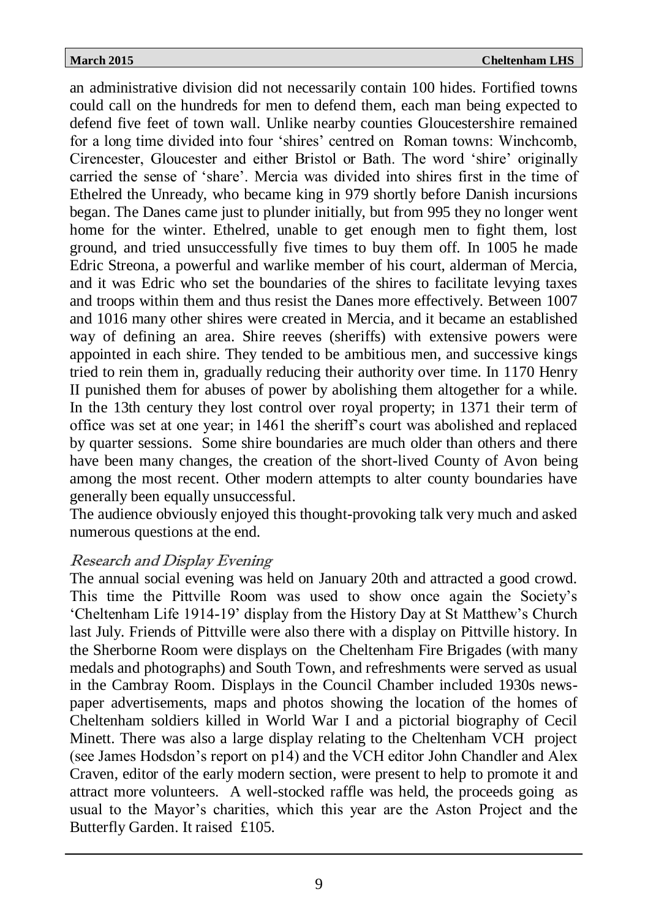an administrative division did not necessarily contain 100 hides. Fortified towns could call on the hundreds for men to defend them, each man being expected to defend five feet of town wall. Unlike nearby counties Gloucestershire remained for a long time divided into four 'shires' centred on Roman towns: Winchcomb, Cirencester, Gloucester and either Bristol or Bath. The word 'shire' originally carried the sense of 'share'. Mercia was divided into shires first in the time of Ethelred the Unready, who became king in 979 shortly before Danish incursions began. The Danes came just to plunder initially, but from 995 they no longer went home for the winter. Ethelred, unable to get enough men to fight them, lost ground, and tried unsuccessfully five times to buy them off. In 1005 he made Edric Streona, a powerful and warlike member of his court, alderman of Mercia, and it was Edric who set the boundaries of the shires to facilitate levying taxes and troops within them and thus resist the Danes more effectively. Between 1007 and 1016 many other shires were created in Mercia, and it became an established way of defining an area. Shire reeves (sheriffs) with extensive powers were appointed in each shire. They tended to be ambitious men, and successive kings tried to rein them in, gradually reducing their authority over time. In 1170 Henry II punished them for abuses of power by abolishing them altogether for a while. In the 13th century they lost control over royal property; in 1371 their term of office was set at one year; in 1461 the sheriff's court was abolished and replaced by quarter sessions. Some shire boundaries are much older than others and there have been many changes, the creation of the short-lived County of Avon being among the most recent. Other modern attempts to alter county boundaries have generally been equally unsuccessful.

The audience obviously enjoyed this thought-provoking talk very much and asked numerous questions at the end.

### *Research and Display Evening*

The annual social evening was held on January 20th and attracted a good crowd. This time the Pittville Room was used to show once again the Society's 'Cheltenham Life 1914-19' display from the History Day at St Matthew's Church last July. Friends of Pittville were also there with a display on Pittville history. In the Sherborne Room were displays on the Cheltenham Fire Brigades (with many medals and photographs) and South Town, and refreshments were served as usual in the Cambray Room. Displays in the Council Chamber included 1930s news-paper advertisements, maps and photos showing the location of the homes of Cheltenham soldiers killed in World War I and a pictorial biography of Cecil Minett. There was also a large display relating to the Cheltenham VCH project (see James Hodsdon's report on p14) and the VCH editor John Chandler and Alex Craven, editor of the early modern section, were present to help to promote it and attract more volunteers. A well-stocked raffle was held, the proceeds going as usual to the Mayor's charities, which this year are the Aston Project and the Butterfly Garden. It raised £105.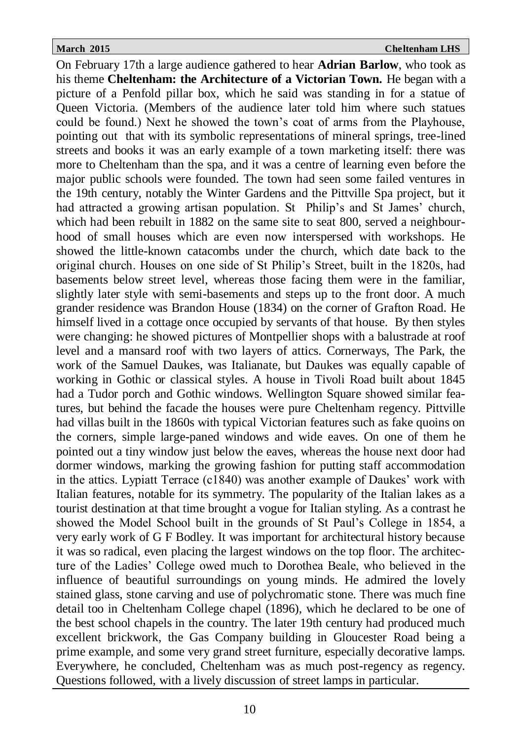On February 17th a large audience gathered to hear **Adrian Barlow**, who took as his theme **Cheltenham: the Architecture of a Victorian Town.** He began with a picture of a Penfold pillar box, which he said was standing in for a statue of Queen Victoria. (Members of the audience later told him where such statues could be found.) Next he showed the town's coat of arms from the Playhouse, pointing out that with its symbolic representations of mineral springs, tree-lined streets and books it was an early example of a town marketing itself: there was more to Cheltenham than the spa, and it was a centre of learning even before the major public schools were founded. The town had seen some failed ventures in the 19th century, notably the Winter Gardens and the Pittville Spa project, but it had attracted a growing artisan population. St Philip's and St James' church, which had been rebuilt in 1882 on the same site to seat 800, served a neighbourhood of small houses which are even now interspersed with workshops. He showed the little-known catacombs under the church, which date back to the original church. Houses on one side of St Philip's Street, built in the 1820s, had basements below street level, whereas those facing them were in the familiar, slightly later style with semi-basements and steps up to the front door. A much grander residence was Brandon House (1834) on the corner of Grafton Road. He himself lived in a cottage once occupied by servants of that house. By then styles were changing: he showed pictures of Montpellier shops with a balustrade at roof level and a mansard roof with two layers of attics. Cornerways, The Park, the work of the Samuel Daukes, was Italianate, but Daukes was equally capable of working in Gothic or classical styles. A house in Tivoli Road built about 1845 had a Tudor porch and Gothic windows. Wellington Square showed similar features, but behind the facade the houses were pure Cheltenham regency. Pittville had villas built in the 1860s with typical Victorian features such as fake quoins on the corners, simple large-paned windows and wide eaves. On one of them he pointed out a tiny window just below the eaves, whereas the house next door had dormer windows, marking the growing fashion for putting staff accommodation in the attics. Lypiatt Terrace (c1840) was another example of Daukes' work with Italian features, notable for its symmetry. The popularity of the Italian lakes as a tourist destination at that time brought a vogue for Italian styling. As a contrast he showed the Model School built in the grounds of St Paul's College in 1854, a very early work of G F Bodley. It was important for architectural history because it was so radical, even placing the largest windows on the top floor. The architecture of the Ladies' College owed much to Dorothea Beale, who believed in the influence of beautiful surroundings on young minds. He admired the lovely stained glass, stone carving and use of polychromatic stone. There was much fine detail too in Cheltenham College chapel (1896), which he declared to be one of the best school chapels in the country. The later 19th century had produced much excellent brickwork, the Gas Company building in Gloucester Road being a prime example, and some very grand street furniture, especially decorative lamps. Everywhere, he concluded, Cheltenham was as much post-regency as regency. Questions followed, with a lively discussion of street lamps in particular.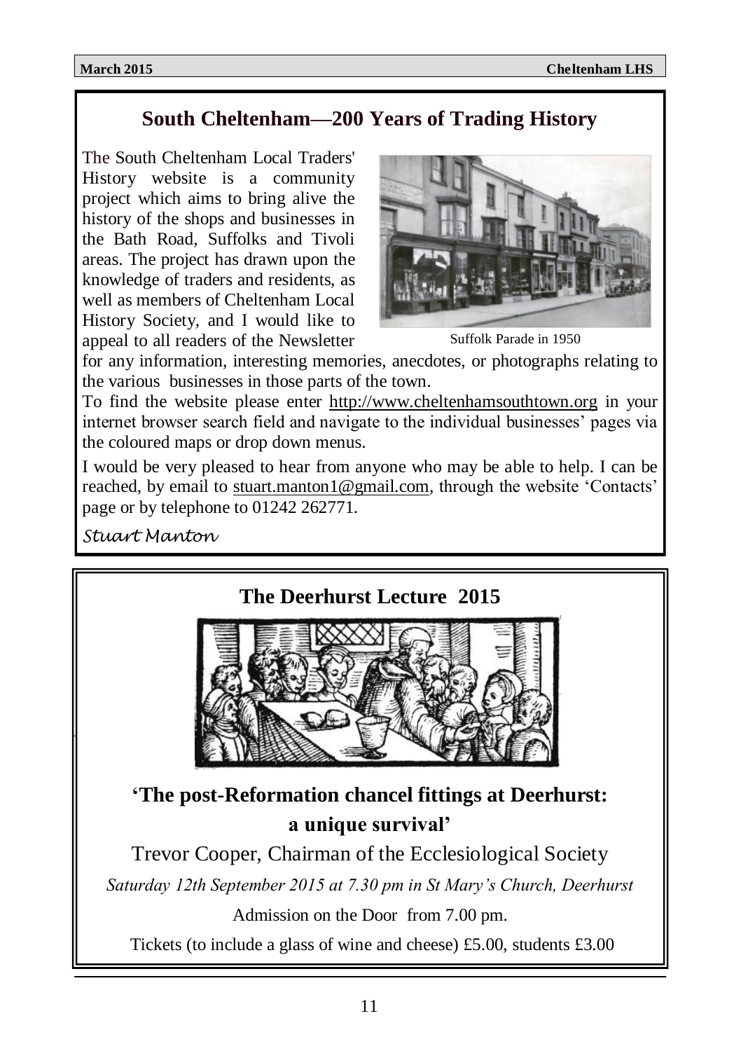## South Cheltenham—200 Years of Trading History

The South Cheltenham Local Traders' History website is a community project which aims to bring alive the history of the shops and businesses in the Bath Road, Suffolks and Tivoli areas. The project has drawn upon the knowledge of traders and residents, as well as members of Cheltenham Local History Society, and I would like to appeal to all readers of the Newsletter for any information, interesting memories, anecdotes, or photographs relating to the various businesses in those parts of the town.

Suffolk Parade in 1950

To find the website please enter http://www.cheltenhamsouthtown.org in your internet browser search field and navigate to the individual businesses' pages via the coloured maps or drop down menus.

I would be very pleased to hear from anyone who may be able to help. I can be reached, by email to stuart.manton1@gmail.com, through the website 'Contacts' page or by telephone to 01242 262771.

*Stuart Manton*

## The Deerhurst Lecture 2015

**'The post-Reformation chancel fittings at Deerhurst: a unique survival'**

Trevor Cooper, Chairman of the Ecclesiological Society

*Saturday 12th September 2015 at 7.30 pm in St Mary's Church, Deerhurst*

Admission on the Door from 7.00 pm.

Tickets (to include a glass of wine and cheese) £5.00, students £3.00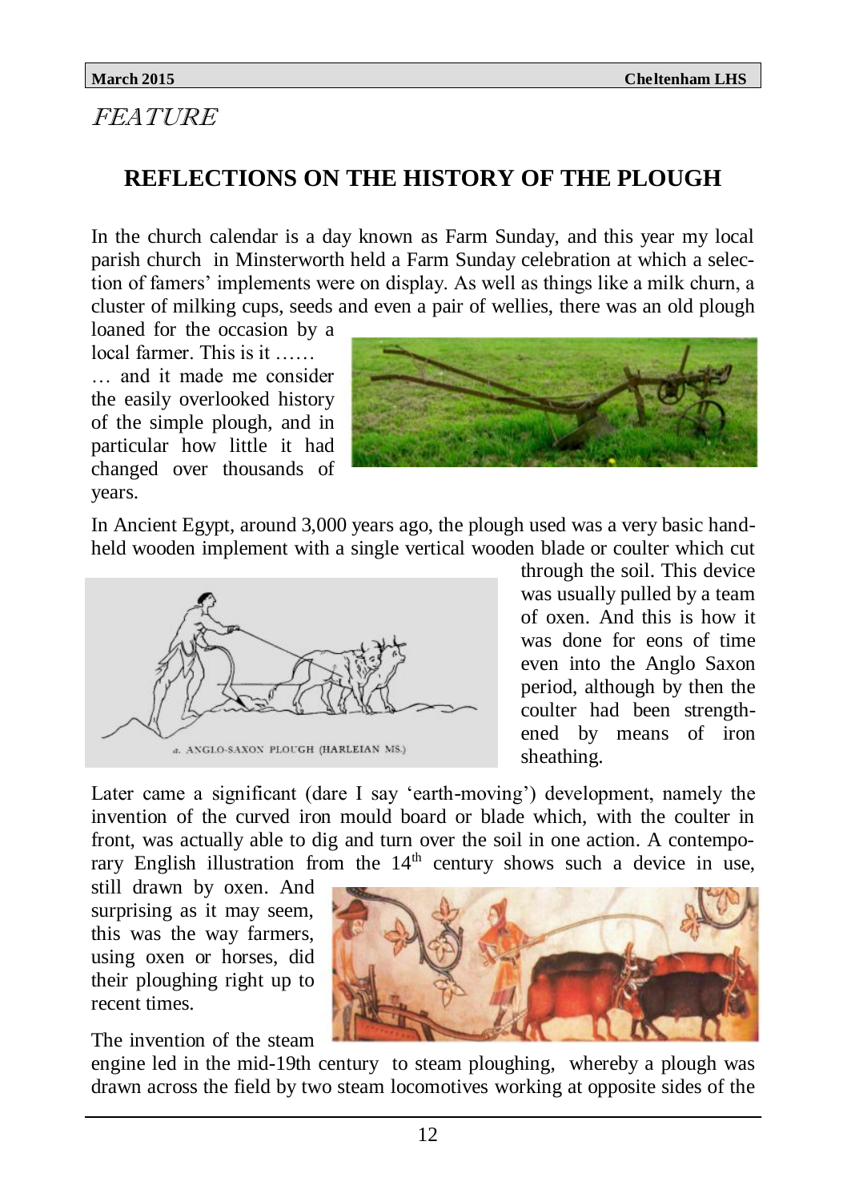*FEATURE*

## REFLECTIONS ON THE HISTORY OF THE PLOUGH

In the church calendar is a day known as Farm Sunday, and this year my local parish church in Minsterworth held a Farm Sunday celebration at which a selection of famers' implements were on display. As well as things like a milk churn, a cluster of milking cups, seeds and even a pair of wellies, there was an old plough loaned for the occasion by a local farmer. This is it ……

… and it made me consider the easily overlooked history of the simple plough, and in particular how little it had changed over thousands of years.

In Ancient Egypt, around 3,000 years ago, the plough used was a very basic hand-held wooden implement with a single vertical wooden blade or coulter which cut through the soil. This device was usually pulled by a team of oxen. And this is how it was done for eons of time even into the Anglo Saxon period, although by then the coulter had been strengthened by means of iron sheathing.

a. ANGLO-SAXON PLOUGH (HARLEIAN MS.)

Later came a significant (dare I say 'earth-moving') development, namely the invention of the curved iron mould board or blade which, with the coulter in front, was actually able to dig and turn over the soil in one action. A contemporary English illustration from the 14th century shows such a device in use, still drawn by oxen. And surprising as it may seem, this was the way farmers, using oxen or horses, did their ploughing right up to recent times.

The invention of the steam engine led in the mid-19th century to steam ploughing, whereby a plough was drawn across the field by two steam locomotives working at opposite sides of the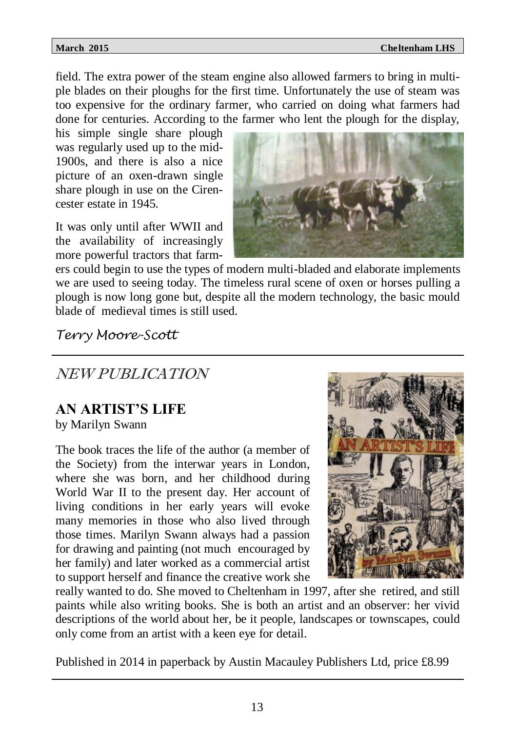field. The extra power of the steam engine also allowed farmers to bring in multiple blades on their ploughs for the first time. Unfortunately the use of steam was too expensive for the ordinary farmer, who carried on doing what farmers had done for centuries. According to the farmer who lent the plough for the display, his simple single share plough was regularly used up to the mid-1900s, and there is also a nice picture of an oxen-drawn single share plough in use on the Cirencester estate in 1945.

It was only until after WWII and the availability of increasingly more powerful tractors that farmers could begin to use the types of modern multi-bladed and elaborate implements we are used to seeing today. The timeless rural scene of oxen or horses pulling a plough is now long gone but, despite all the modern technology, the basic mould blade of medieval times is still used.

*Terry Moore-Scott*

---

## *NEW PUBLICATION*

### AN ARTIST'S LIFE

by Marilyn Swann

The book traces the life of the author (a member of the Society) from the interwar years in London, where she was born, and her childhood during World War II to the present day. Her account of living conditions in her early years will evoke many memories in those who also lived through those times. Marilyn Swann always had a passion for drawing and painting (not much encouraged by her family) and later worked as a commercial artist to support herself and finance the creative work she really wanted to do. She moved to Cheltenham in 1997, after she retired, and still paints while also writing books. She is both an artist and an observer: her vivid descriptions of the world about her, be it people, landscapes or townscapes, could only come from an artist with a keen eye for detail.

Published in 2014 in paperback by Austin Macauley Publishers Ltd, price £8.99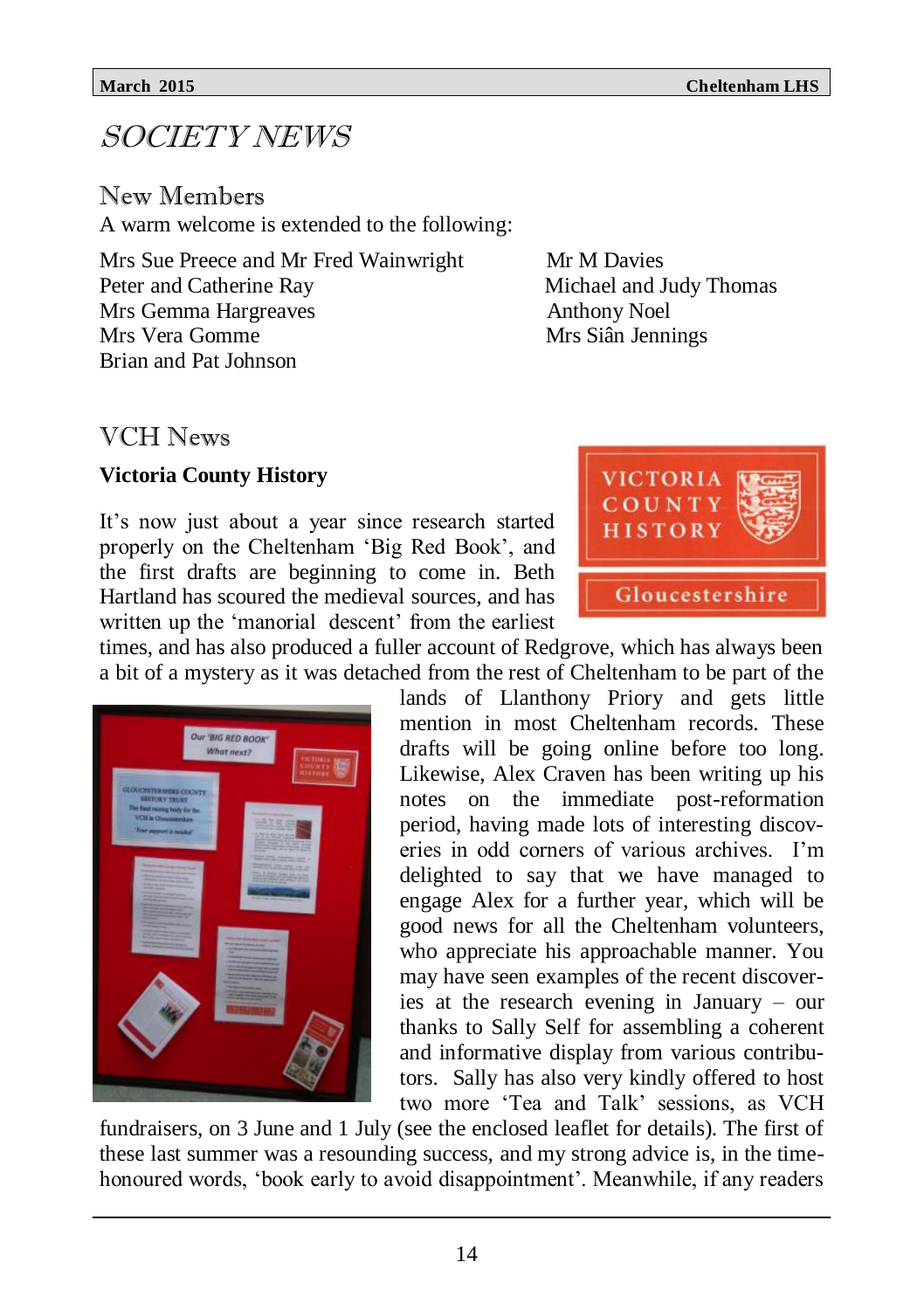# SOCIETY NEWS

## New Members

A warm welcome is extended to the following:

Mrs Sue Preece and Mr Fred Wainwright
Peter and Catherine Ray
Mrs Gemma Hargreaves
Mrs Vera Gomme
Brian and Pat Johnson
Mr M Davies
Michael and Judy Thomas
Anthony Noel
Mrs Siân Jennings

## VCH News

**Victoria County History**

It's now just about a year since research started properly on the Cheltenham 'Big Red Book', and the first drafts are beginning to come in. Beth Hartland has scoured the medieval sources, and has written up the 'manorial descent' from the earliest times, and has also produced a fuller account of Redgrove, which has always been a bit of a mystery as it was detached from the rest of Cheltenham to be part of the lands of Llanthony Priory and gets little mention in most Cheltenham records. These drafts will be going online before too long. Likewise, Alex Craven has been writing up his notes on the immediate post-reformation period, having made lots of interesting discoveries in odd corners of various archives. I'm delighted to say that we have managed to engage Alex for a further year, which will be good news for all the Cheltenham volunteers, who appreciate his approachable manner. You may have seen examples of the recent discoveries at the research evening in January – our thanks to Sally Self for assembling a coherent and informative display from various contributors. Sally has also very kindly offered to host two more 'Tea and Talk' sessions, as VCH fundraisers, on 3 June and 1 July (see the enclosed leaflet for details). The first of these last summer was a resounding success, and my strong advice is, in the time-honoured words, 'book early to avoid disappointment'. Meanwhile, if any readers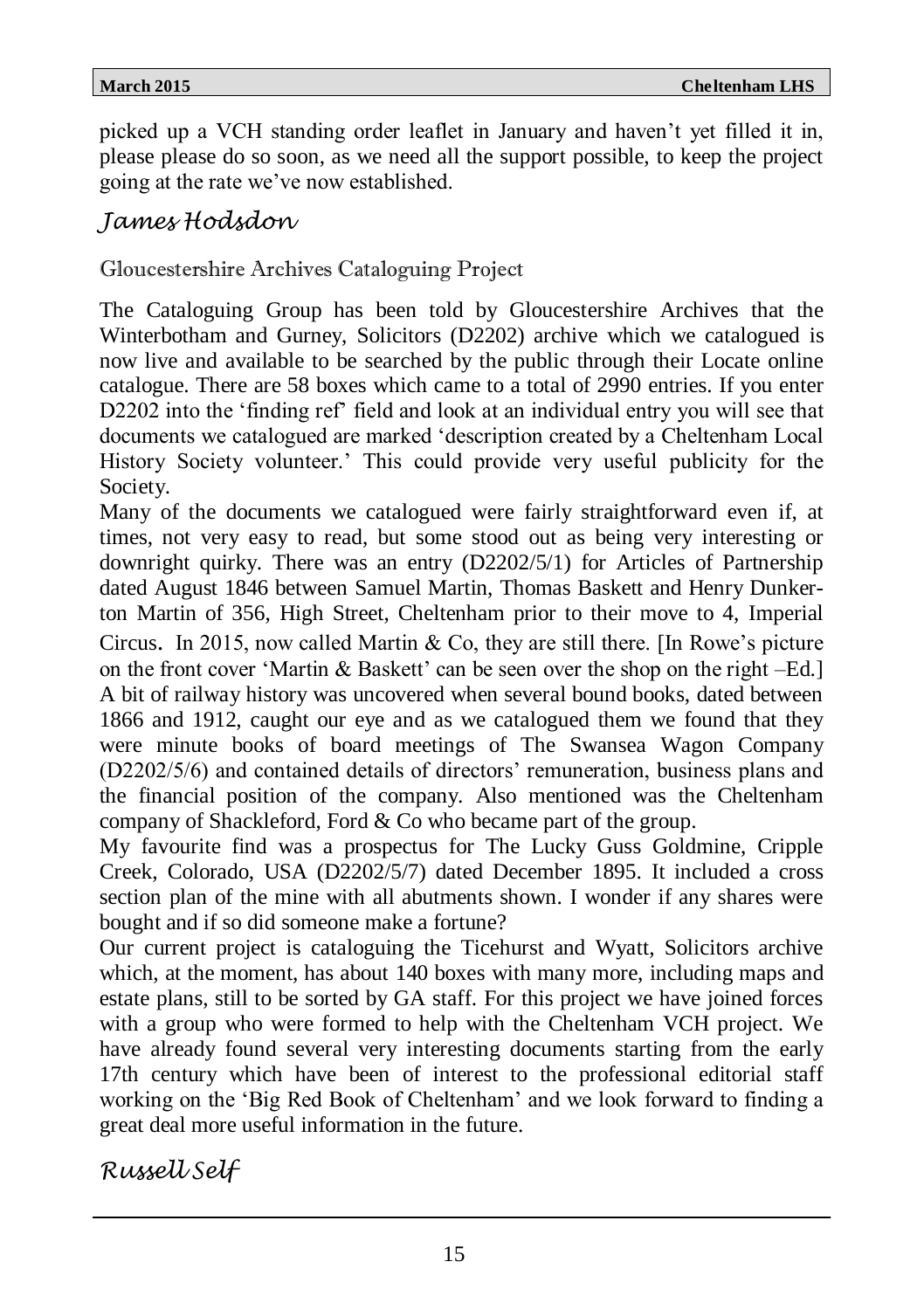picked up a VCH standing order leaflet in January and haven't yet filled it in, please please do so soon, as we need all the support possible, to keep the project going at the rate we've now established.

*James Hodsdon*

### Gloucestershire Archives Cataloguing Project

The Cataloguing Group has been told by Gloucestershire Archives that the Winterbotham and Gurney, Solicitors (D2202) archive which we catalogued is now live and available to be searched by the public through their Locate online catalogue. There are 58 boxes which came to a total of 2990 entries. If you enter D2202 into the 'finding ref' field and look at an individual entry you will see that documents we catalogued are marked 'description created by a Cheltenham Local History Society volunteer.' This could provide very useful publicity for the Society.

Many of the documents we catalogued were fairly straightforward even if, at times, not very easy to read, but some stood out as being very interesting or downright quirky. There was an entry (D2202/5/1) for Articles of Partnership dated August 1846 between Samuel Martin, Thomas Baskett and Henry Dunkerton Martin of 356, High Street, Cheltenham prior to their move to 4, Imperial Circus. In 2015, now called Martin & Co, they are still there. [In Rowe's picture on the front cover 'Martin & Baskett' can be seen over the shop on the right –Ed.]

A bit of railway history was uncovered when several bound books, dated between 1866 and 1912, caught our eye and as we catalogued them we found that they were minute books of board meetings of The Swansea Wagon Company (D2202/5/6) and contained details of directors' remuneration, business plans and the financial position of the company. Also mentioned was the Cheltenham company of Shackleford, Ford & Co who became part of the group.

My favourite find was a prospectus for The Lucky Guss Goldmine, Cripple Creek, Colorado, USA (D2202/5/7) dated December 1895. It included a cross section plan of the mine with all abutments shown. I wonder if any shares were bought and if so did someone make a fortune?

Our current project is cataloguing the Ticehurst and Wyatt, Solicitors archive which, at the moment, has about 140 boxes with many more, including maps and estate plans, still to be sorted by GA staff. For this project we have joined forces with a group who were formed to help with the Cheltenham VCH project. We have already found several very interesting documents starting from the early 17th century which have been of interest to the professional editorial staff working on the 'Big Red Book of Cheltenham' and we look forward to finding a great deal more useful information in the future.

*Russell Self*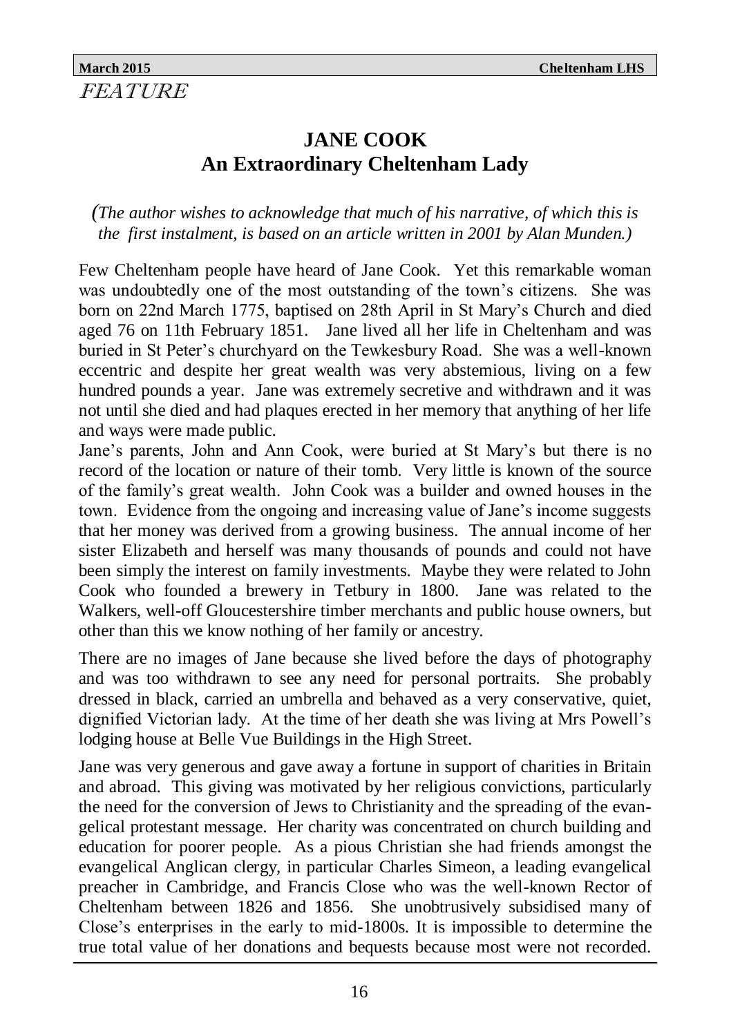*FEATURE*

# JANE COOK
## An Extraordinary Cheltenham Lady

*(The author wishes to acknowledge that much of his narrative, of which this is the first instalment, is based on an article written in 2001 by Alan Munden.)*

Few Cheltenham people have heard of Jane Cook. Yet this remarkable woman was undoubtedly one of the most outstanding of the town's citizens. She was born on 22nd March 1775, baptised on 28th April in St Mary's Church and died aged 76 on 11th February 1851. Jane lived all her life in Cheltenham and was buried in St Peter's churchyard on the Tewkesbury Road. She was a well-known eccentric and despite her great wealth was very abstemious, living on a few hundred pounds a year. Jane was extremely secretive and withdrawn and it was not until she died and had plaques erected in her memory that anything of her life and ways were made public.

Jane's parents, John and Ann Cook, were buried at St Mary's but there is no record of the location or nature of their tomb. Very little is known of the source of the family's great wealth. John Cook was a builder and owned houses in the town. Evidence from the ongoing and increasing value of Jane's income suggests that her money was derived from a growing business. The annual income of her sister Elizabeth and herself was many thousands of pounds and could not have been simply the interest on family investments. Maybe they were related to John Cook who founded a brewery in Tetbury in 1800. Jane was related to the Walkers, well-off Gloucestershire timber merchants and public house owners, but other than this we know nothing of her family or ancestry.

There are no images of Jane because she lived before the days of photography and was too withdrawn to see any need for personal portraits. She probably dressed in black, carried an umbrella and behaved as a very conservative, quiet, dignified Victorian lady. At the time of her death she was living at Mrs Powell's lodging house at Belle Vue Buildings in the High Street.

Jane was very generous and gave away a fortune in support of charities in Britain and abroad. This giving was motivated by her religious convictions, particularly the need for the conversion of Jews to Christianity and the spreading of the evangelical protestant message. Her charity was concentrated on church building and education for poorer people. As a pious Christian she had friends amongst the evangelical Anglican clergy, in particular Charles Simeon, a leading evangelical preacher in Cambridge, and Francis Close who was the well-known Rector of Cheltenham between 1826 and 1856. She unobtrusively subsidised many of Close's enterprises in the early to mid-1800s. It is impossible to determine the true total value of her donations and bequests because most were not recorded.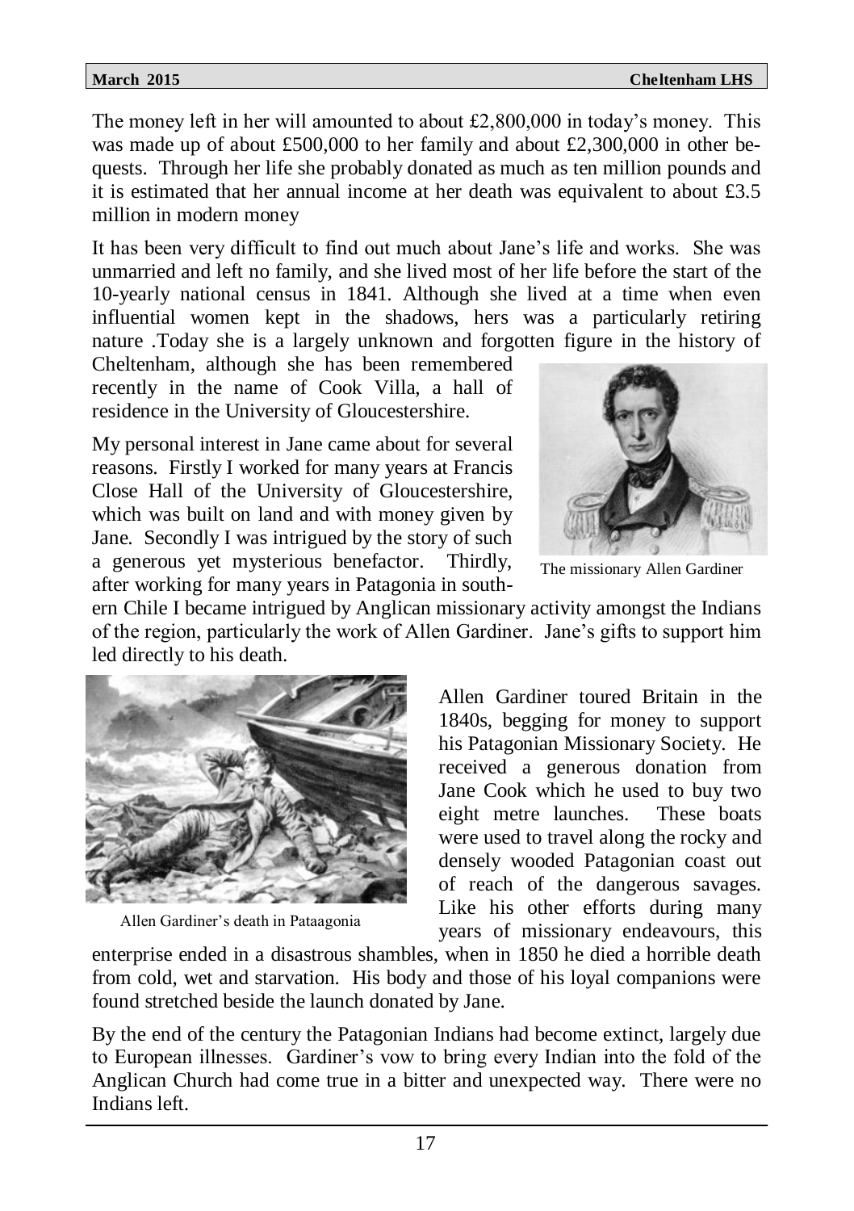The money left in her will amounted to about £2,800,000 in today's money. This was made up of about £500,000 to her family and about £2,300,000 in other bequests. Through her life she probably donated as much as ten million pounds and it is estimated that her annual income at her death was equivalent to about £3.5 million in modern money

It has been very difficult to find out much about Jane's life and works. She was unmarried and left no family, and she lived most of her life before the start of the 10-yearly national census in 1841. Although she lived at a time when even influential women kept in the shadows, hers was a particularly retiring nature .Today she is a largely unknown and forgotten figure in the history of Cheltenham, although she has been remembered recently in the name of Cook Villa, a hall of residence in the University of Gloucestershire.

My personal interest in Jane came about for several reasons. Firstly I worked for many years at Francis Close Hall of the University of Gloucestershire, which was built on land and with money given by Jane. Secondly I was intrigued by the story of such a generous yet mysterious benefactor. Thirdly, after working for many years in Patagonia in southern Chile I became intrigued by Anglican missionary activity amongst the Indians of the region, particularly the work of Allen Gardiner. Jane's gifts to support him led directly to his death.

The missionary Allen Gardiner

Allen Gardiner toured Britain in the 1840s, begging for money to support his Patagonian Missionary Society. He received a generous donation from Jane Cook which he used to buy two eight metre launches. These boats were used to travel along the rocky and densely wooded Patagonian coast out of reach of the dangerous savages. Like his other efforts during many years of missionary endeavours, this enterprise ended in a disastrous shambles, when in 1850 he died a horrible death from cold, wet and starvation. His body and those of his loyal companions were found stretched beside the launch donated by Jane.

Allen Gardiner's death in Pataagonia

By the end of the century the Patagonian Indians had become extinct, largely due to European illnesses. Gardiner's vow to bring every Indian into the fold of the Anglican Church had come true in a bitter and unexpected way. There were no Indians left.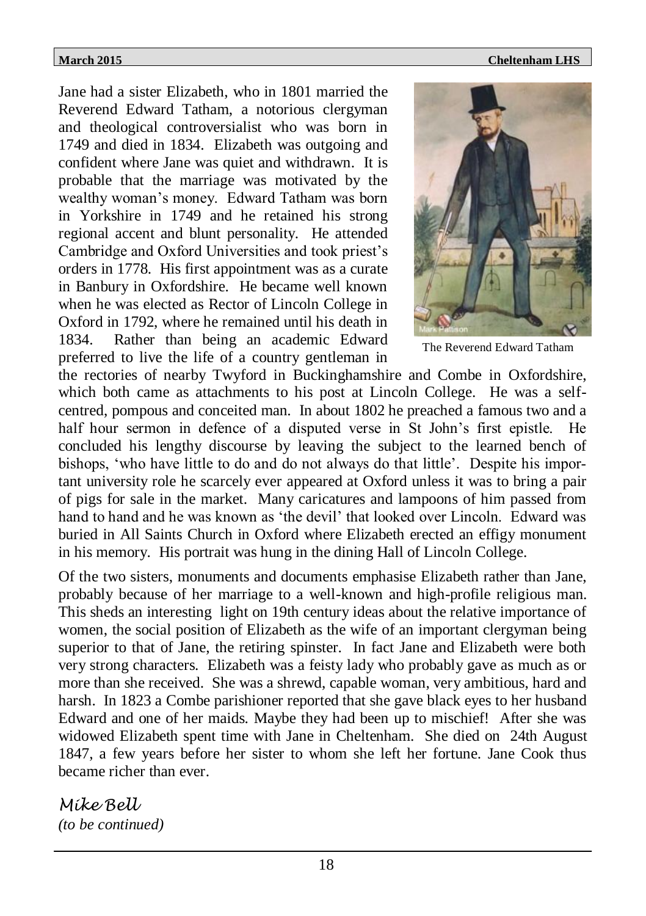Jane had a sister Elizabeth, who in 1801 married the Reverend Edward Tatham, a notorious clergyman and theological controversialist who was born in 1749 and died in 1834. Elizabeth was outgoing and confident where Jane was quiet and withdrawn. It is probable that the marriage was motivated by the wealthy woman's money. Edward Tatham was born in Yorkshire in 1749 and he retained his strong regional accent and blunt personality. He attended Cambridge and Oxford Universities and took priest's orders in 1778. His first appointment was as a curate in Banbury in Oxfordshire. He became well known when he was elected as Rector of Lincoln College in Oxford in 1792, where he remained until his death in 1834. Rather than being an academic Edward preferred to live the life of a country gentleman in the rectories of nearby Twyford in Buckinghamshire and Combe in Oxfordshire, which both came as attachments to his post at Lincoln College. He was a self-centred, pompous and conceited man. In about 1802 he preached a famous two and a half hour sermon in defence of a disputed verse in St John's first epistle. He concluded his lengthy discourse by leaving the subject to the learned bench of bishops, 'who have little to do and do not always do that little'. Despite his important university role he scarcely ever appeared at Oxford unless it was to bring a pair of pigs for sale in the market. Many caricatures and lampoons of him passed from hand to hand and he was known as 'the devil' that looked over Lincoln. Edward was buried in All Saints Church in Oxford where Elizabeth erected an effigy monument in his memory. His portrait was hung in the dining Hall of Lincoln College.

The Reverend Edward Tatham

Of the two sisters, monuments and documents emphasise Elizabeth rather than Jane, probably because of her marriage to a well-known and high-profile religious man. This sheds an interesting light on 19th century ideas about the relative importance of women, the social position of Elizabeth as the wife of an important clergyman being superior to that of Jane, the retiring spinster. In fact Jane and Elizabeth were both very strong characters. Elizabeth was a feisty lady who probably gave as much as or more than she received. She was a shrewd, capable woman, very ambitious, hard and harsh. In 1823 a Combe parishioner reported that she gave black eyes to her husband Edward and one of her maids. Maybe they had been up to mischief! After she was widowed Elizabeth spent time with Jane in Cheltenham. She died on 24th August 1847, a few years before her sister to whom she left her fortune. Jane Cook thus became richer than ever.

*Mike Bell*
*(to be continued)*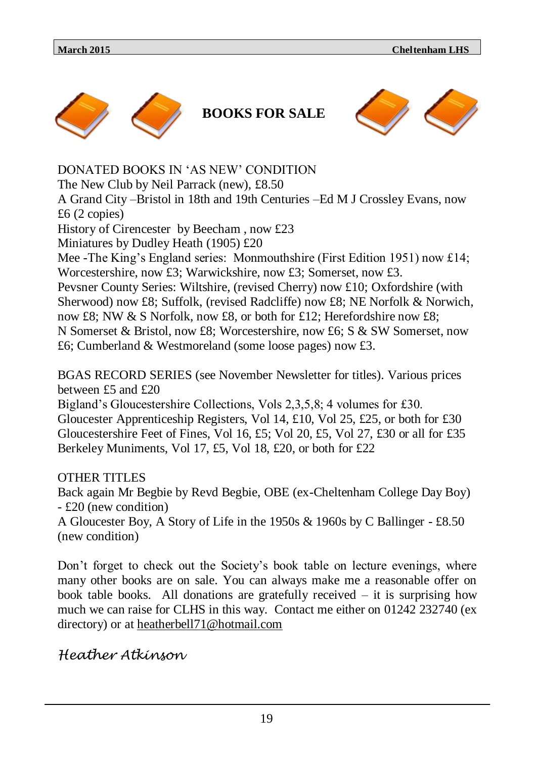# BOOKS FOR SALE

DONATED BOOKS IN 'AS NEW' CONDITION

The New Club by Neil Parrack (new), £8.50

A Grand City –Bristol in 18th and 19th Centuries –Ed M J Crossley Evans, now £6 (2 copies)

History of Cirencester by Beecham , now £23

Miniatures by Dudley Heath (1905) £20

Mee -The King's England series: Monmouthshire (First Edition 1951) now £14; Worcestershire, now £3; Warwickshire, now £3; Somerset, now £3.

Pevsner County Series: Wiltshire, (revised Cherry) now £10; Oxfordshire (with Sherwood) now £8; Suffolk, (revised Radcliffe) now £8; NE Norfolk & Norwich, now £8; NW & S Norfolk, now £8, or both for £12; Herefordshire now £8; N Somerset & Bristol, now £8; Worcestershire, now £6; S & SW Somerset, now £6; Cumberland & Westmoreland (some loose pages) now £3.

BGAS RECORD SERIES (see November Newsletter for titles). Various prices between £5 and £20

Bigland's Gloucestershire Collections, Vols 2,3,5,8; 4 volumes for £30.

Gloucester Apprenticeship Registers, Vol 14, £10, Vol 25, £25, or both for £30

Gloucestershire Feet of Fines, Vol 16, £5; Vol 20, £5, Vol 27, £30 or all for £35

Berkeley Muniments, Vol 17, £5, Vol 18, £20, or both for £22

OTHER TITLES

Back again Mr Begbie by Revd Begbie, OBE (ex-Cheltenham College Day Boy) - £20 (new condition)

A Gloucester Boy, A Story of Life in the 1950s & 1960s by C Ballinger - £8.50 (new condition)

Don't forget to check out the Society's book table on lecture evenings, where many other books are on sale. You can always make me a reasonable offer on book table books. All donations are gratefully received – it is surprising how much we can raise for CLHS in this way. Contact me either on 01242 232740 (ex directory) or at heatherbell71@hotmail.com

*Heather Atkinson*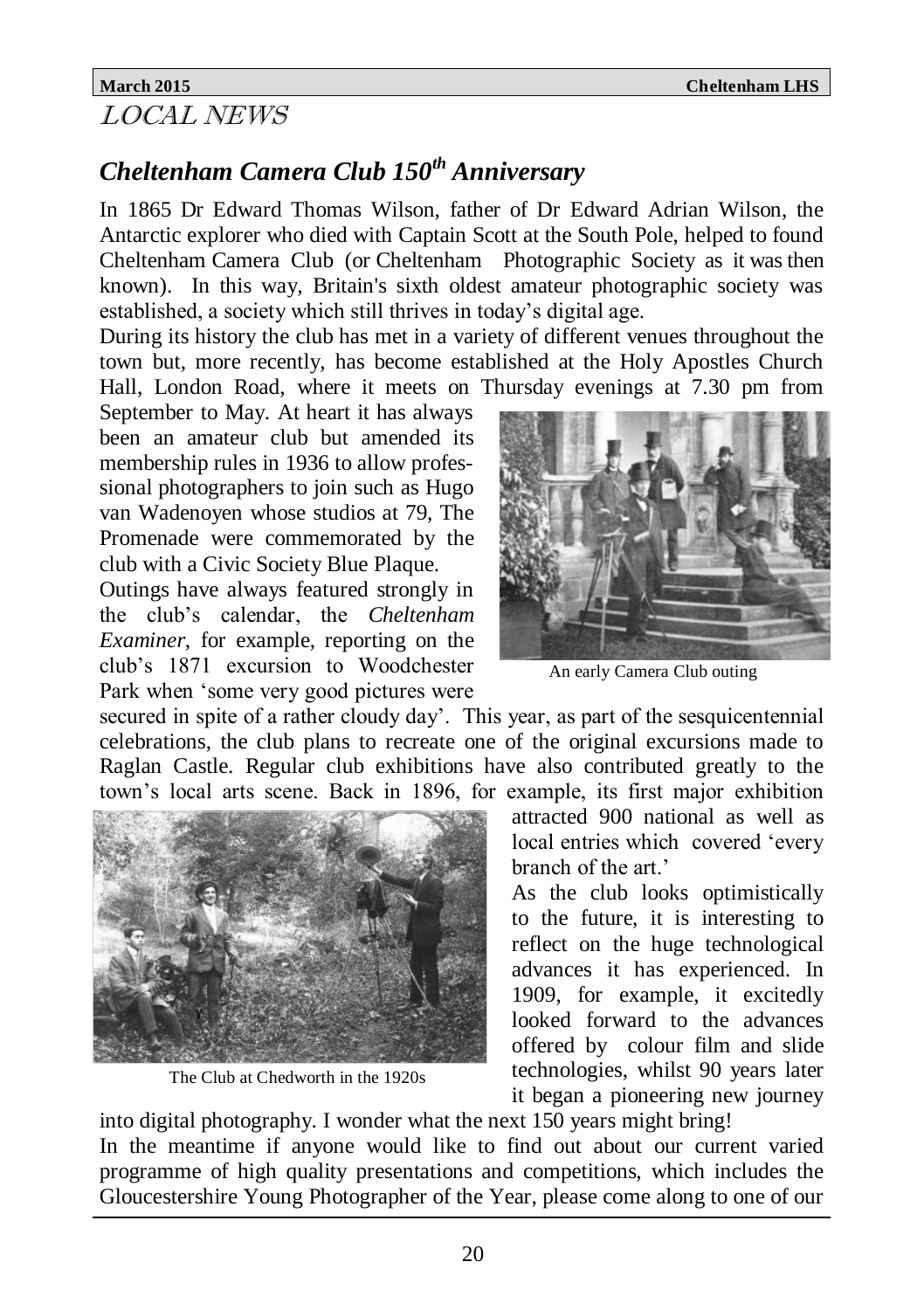# LOCAL NEWS

## *Cheltenham Camera Club 150th Anniversary*

In 1865 Dr Edward Thomas Wilson, father of Dr Edward Adrian Wilson, the Antarctic explorer who died with Captain Scott at the South Pole, helped to found Cheltenham Camera Club (or Cheltenham Photographic Society as it was then known). In this way, Britain's sixth oldest amateur photographic society was established, a society which still thrives in today's digital age.

During its history the club has met in a variety of different venues throughout the town but, more recently, has become established at the Holy Apostles Church Hall, London Road, where it meets on Thursday evenings at 7.30 pm from September to May. At heart it has always been an amateur club but amended its membership rules in 1936 to allow professional photographers to join such as Hugo van Wadenoyen whose studios at 79, The Promenade were commemorated by the club with a Civic Society Blue Plaque.

Outings have always featured strongly in the club's calendar, the *Cheltenham Examiner*, for example, reporting on the club's 1871 excursion to Woodchester Park when 'some very good pictures were secured in spite of a rather cloudy day'. This year, as part of the sesquicentennial celebrations, the club plans to recreate one of the original excursions made to Raglan Castle. Regular club exhibitions have also contributed greatly to the town's local arts scene. Back in 1896, for example, its first major exhibition attracted 900 national as well as local entries which covered 'every branch of the art.'

An early Camera Club outing

The Club at Chedworth in the 1920s

As the club looks optimistically to the future, it is interesting to reflect on the huge technological advances it has experienced. In 1909, for example, it excitedly looked forward to the advances offered by colour film and slide technologies, whilst 90 years later it began a pioneering new journey into digital photography. I wonder what the next 150 years might bring!

In the meantime if anyone would like to find out about our current varied programme of high quality presentations and competitions, which includes the Gloucestershire Young Photographer of the Year, please come along to one of our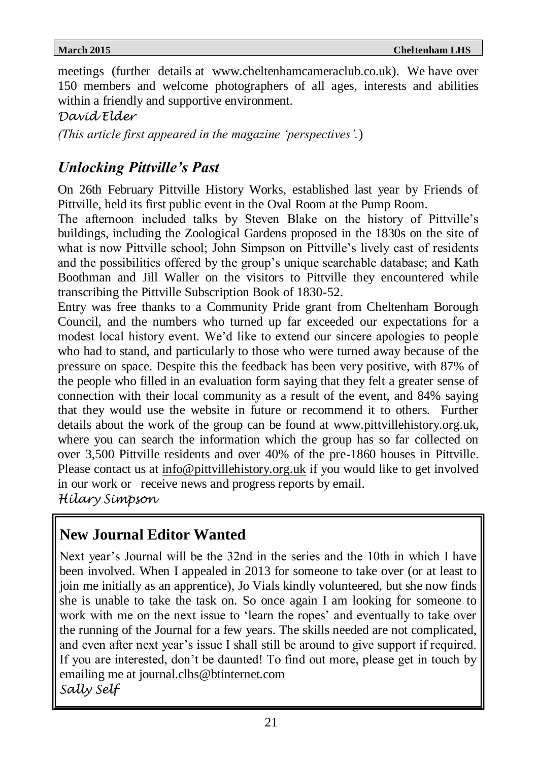meetings (further details at www.cheltenhamcameraclub.co.uk). We have over 150 members and welcome photographers of all ages, interests and abilities within a friendly and supportive environment.

*David Elder*

*(This article first appeared in the magazine 'perspectives'.*)

## *Unlocking Pittville's Past*

On 26th February Pittville History Works, established last year by Friends of Pittville, held its first public event in the Oval Room at the Pump Room.

The afternoon included talks by Steven Blake on the history of Pittville's buildings, including the Zoological Gardens proposed in the 1830s on the site of what is now Pittville school; John Simpson on Pittville's lively cast of residents and the possibilities offered by the group's unique searchable database; and Kath Boothman and Jill Waller on the visitors to Pittville they encountered while transcribing the Pittville Subscription Book of 1830-52.

Entry was free thanks to a Community Pride grant from Cheltenham Borough Council, and the numbers who turned up far exceeded our expectations for a modest local history event. We'd like to extend our sincere apologies to people who had to stand, and particularly to those who were turned away because of the pressure on space. Despite this the feedback has been very positive, with 87% of the people who filled in an evaluation form saying that they felt a greater sense of connection with their local community as a result of the event, and 84% saying that they would use the website in future or recommend it to others. Further details about the work of the group can be found at www.pittvillehistory.org.uk, where you can search the information which the group has so far collected on over 3,500 Pittville residents and over 40% of the pre-1860 houses in Pittville. Please contact us at info@pittvillehistory.org.uk if you would like to get involved in our work or receive news and progress reports by email.

*Hilary Simpson*

## **New Journal Editor Wanted**

Next year's Journal will be the 32nd in the series and the 10th in which I have been involved. When I appealed in 2013 for someone to take over (or at least to join me initially as an apprentice), Jo Vials kindly volunteered, but she now finds she is unable to take the task on. So once again I am looking for someone to work with me on the next issue to 'learn the ropes' and eventually to take over the running of the Journal for a few years. The skills needed are not complicated, and even after next year's issue I shall still be around to give support if required. If you are interested, don't be daunted! To find out more, please get in touch by emailing me at journal.clhs@btinternet.com

*Sally Self*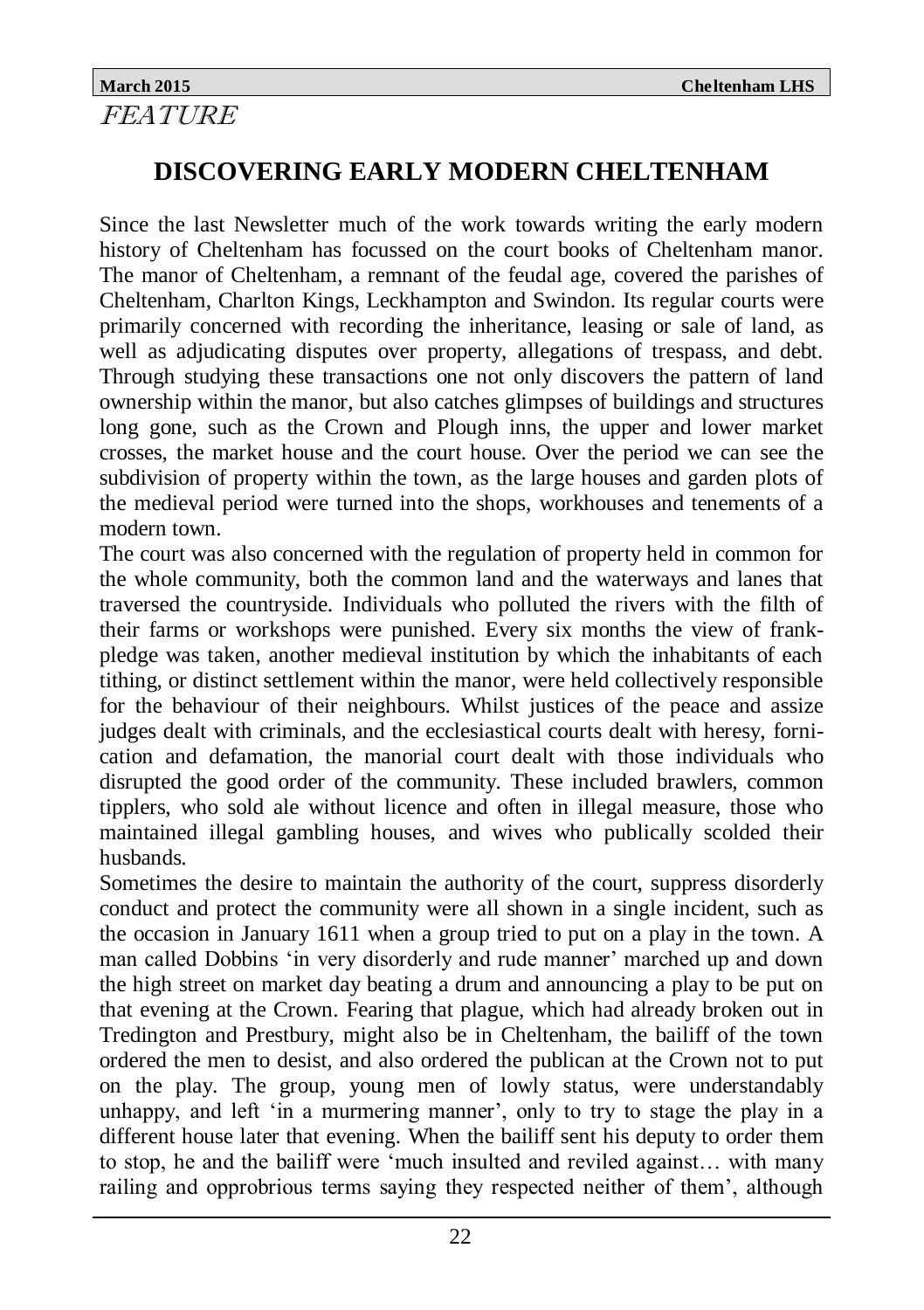*FEATURE*

## DISCOVERING EARLY MODERN CHELTENHAM

Since the last Newsletter much of the work towards writing the early modern history of Cheltenham has focussed on the court books of Cheltenham manor. The manor of Cheltenham, a remnant of the feudal age, covered the parishes of Cheltenham, Charlton Kings, Leckhampton and Swindon. Its regular courts were primarily concerned with recording the inheritance, leasing or sale of land, as well as adjudicating disputes over property, allegations of trespass, and debt. Through studying these transactions one not only discovers the pattern of land ownership within the manor, but also catches glimpses of buildings and structures long gone, such as the Crown and Plough inns, the upper and lower market crosses, the market house and the court house. Over the period we can see the subdivision of property within the town, as the large houses and garden plots of the medieval period were turned into the shops, workhouses and tenements of a modern town.

The court was also concerned with the regulation of property held in common for the whole community, both the common land and the waterways and lanes that traversed the countryside. Individuals who polluted the rivers with the filth of their farms or workshops were punished. Every six months the view of frank-pledge was taken, another medieval institution by which the inhabitants of each tithing, or distinct settlement within the manor, were held collectively responsible for the behaviour of their neighbours. Whilst justices of the peace and assize judges dealt with criminals, and the ecclesiastical courts dealt with heresy, fornication and defamation, the manorial court dealt with those individuals who disrupted the good order of the community. These included brawlers, common tipplers, who sold ale without licence and often in illegal measure, those who maintained illegal gambling houses, and wives who publically scolded their husbands.

Sometimes the desire to maintain the authority of the court, suppress disorderly conduct and protect the community were all shown in a single incident, such as the occasion in January 1611 when a group tried to put on a play in the town. A man called Dobbins 'in very disorderly and rude manner' marched up and down the high street on market day beating a drum and announcing a play to be put on that evening at the Crown. Fearing that plague, which had already broken out in Tredington and Prestbury, might also be in Cheltenham, the bailiff of the town ordered the men to desist, and also ordered the publican at the Crown not to put on the play. The group, young men of lowly status, were understandably unhappy, and left 'in a murmering manner', only to try to stage the play in a different house later that evening. When the bailiff sent his deputy to order them to stop, he and the bailiff were 'much insulted and reviled against… with many railing and opprobrious terms saying they respected neither of them', although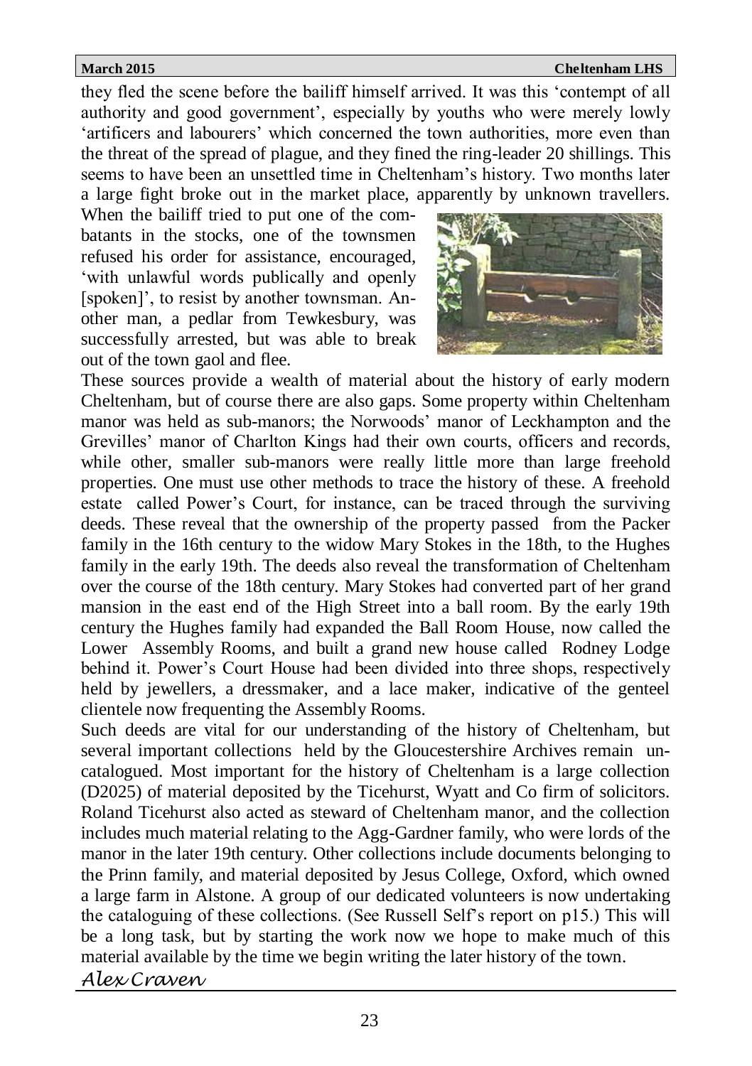they fled the scene before the bailiff himself arrived. It was this 'contempt of all authority and good government', especially by youths who were merely lowly 'artificers and labourers' which concerned the town authorities, more even than the threat of the spread of plague, and they fined the ring-leader 20 shillings. This seems to have been an unsettled time in Cheltenham's history. Two months later a large fight broke out in the market place, apparently by unknown travellers. When the bailiff tried to put one of the combatants in the stocks, one of the townsmen refused his order for assistance, encouraged, 'with unlawful words publically and openly [spoken]', to resist by another townsman. Another man, a pedlar from Tewkesbury, was successfully arrested, but was able to break out of the town gaol and flee.

These sources provide a wealth of material about the history of early modern Cheltenham, but of course there are also gaps. Some property within Cheltenham manor was held as sub-manors; the Norwoods' manor of Leckhampton and the Grevilles' manor of Charlton Kings had their own courts, officers and records, while other, smaller sub-manors were really little more than large freehold properties. One must use other methods to trace the history of these. A freehold estate called Power's Court, for instance, can be traced through the surviving deeds. These reveal that the ownership of the property passed from the Packer family in the 16th century to the widow Mary Stokes in the 18th, to the Hughes family in the early 19th. The deeds also reveal the transformation of Cheltenham over the course of the 18th century. Mary Stokes had converted part of her grand mansion in the east end of the High Street into a ball room. By the early 19th century the Hughes family had expanded the Ball Room House, now called the Lower Assembly Rooms, and built a grand new house called Rodney Lodge behind it. Power's Court House had been divided into three shops, respectively held by jewellers, a dressmaker, and a lace maker, indicative of the genteel clientele now frequenting the Assembly Rooms.

Such deeds are vital for our understanding of the history of Cheltenham, but several important collections held by the Gloucestershire Archives remain uncatalogued. Most important for the history of Cheltenham is a large collection (D2025) of material deposited by the Ticehurst, Wyatt and Co firm of solicitors. Roland Ticehurst also acted as steward of Cheltenham manor, and the collection includes much material relating to the Agg-Gardner family, who were lords of the manor in the later 19th century. Other collections include documents belonging to the Prinn family, and material deposited by Jesus College, Oxford, which owned a large farm in Alstone. A group of our dedicated volunteers is now undertaking the cataloguing of these collections. (See Russell Self's report on p15.) This will be a long task, but by starting the work now we hope to make much of this material available by the time we begin writing the later history of the town.

*Alex Craven*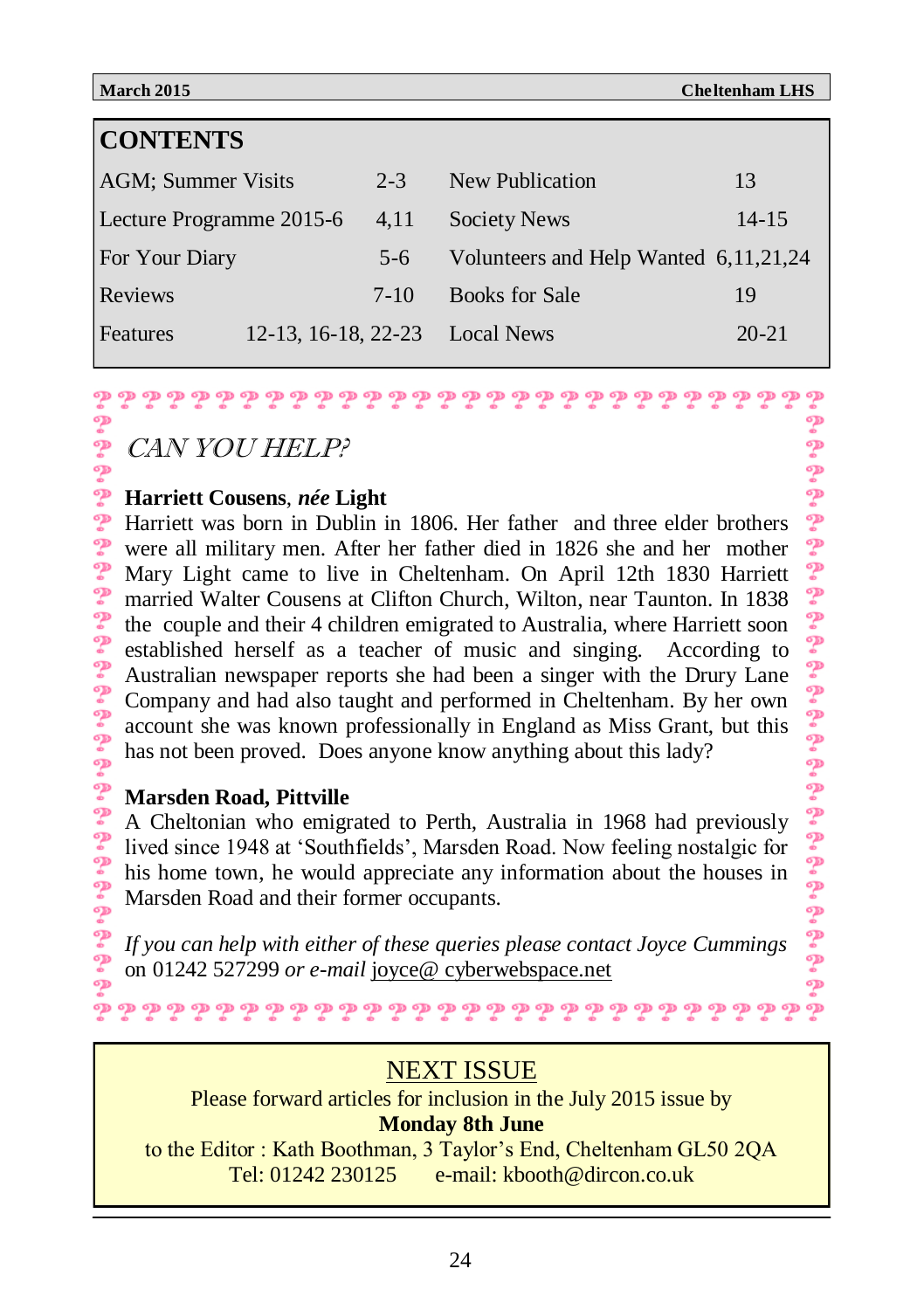## CONTENTS

| | | | |
|---|---|---|---|
| AGM; Summer Visits | 2-3 | New Publication | 13 |
| Lecture Programme 2015-6 | 4,11 | Society News | 14-15 |
| For Your Diary | 5-6 | Volunteers and Help Wanted | 6,11,21,24 |
| Reviews | 7-10 | Books for Sale | 19 |
| Features | 12-13, 16-18, 22-23 | Local News | 20-21 |

## *CAN YOU HELP?*

**Harriett Cousens**, ***née*** **Light**

Harriett was born in Dublin in 1806. Her father and three elder brothers were all military men. After her father died in 1826 she and her mother Mary Light came to live in Cheltenham. On April 12th 1830 Harriett married Walter Cousens at Clifton Church, Wilton, near Taunton. In 1838 the couple and their 4 children emigrated to Australia, where Harriett soon established herself as a teacher of music and singing. According to Australian newspaper reports she had been a singer with the Drury Lane Company and had also taught and performed in Cheltenham. By her own account she was known professionally in England as Miss Grant, but this has not been proved. Does anyone know anything about this lady?

**Marsden Road, Pittville**

A Cheltonian who emigrated to Perth, Australia in 1968 had previously lived since 1948 at 'Southfields', Marsden Road. Now feeling nostalgic for his home town, he would appreciate any information about the houses in Marsden Road and their former occupants.

*If you can help with either of these queries please contact Joyce Cummings* on 01242 527299 *or e-mail* joyce@ cyberwebspace.net

## NEXT ISSUE

Please forward articles for inclusion in the July 2015 issue by

**Monday 8th June**

to the Editor : Kath Boothman, 3 Taylor's End, Cheltenham GL50 2QA

Tel: 01242 230125 e-mail: kbooth@dircon.co.uk